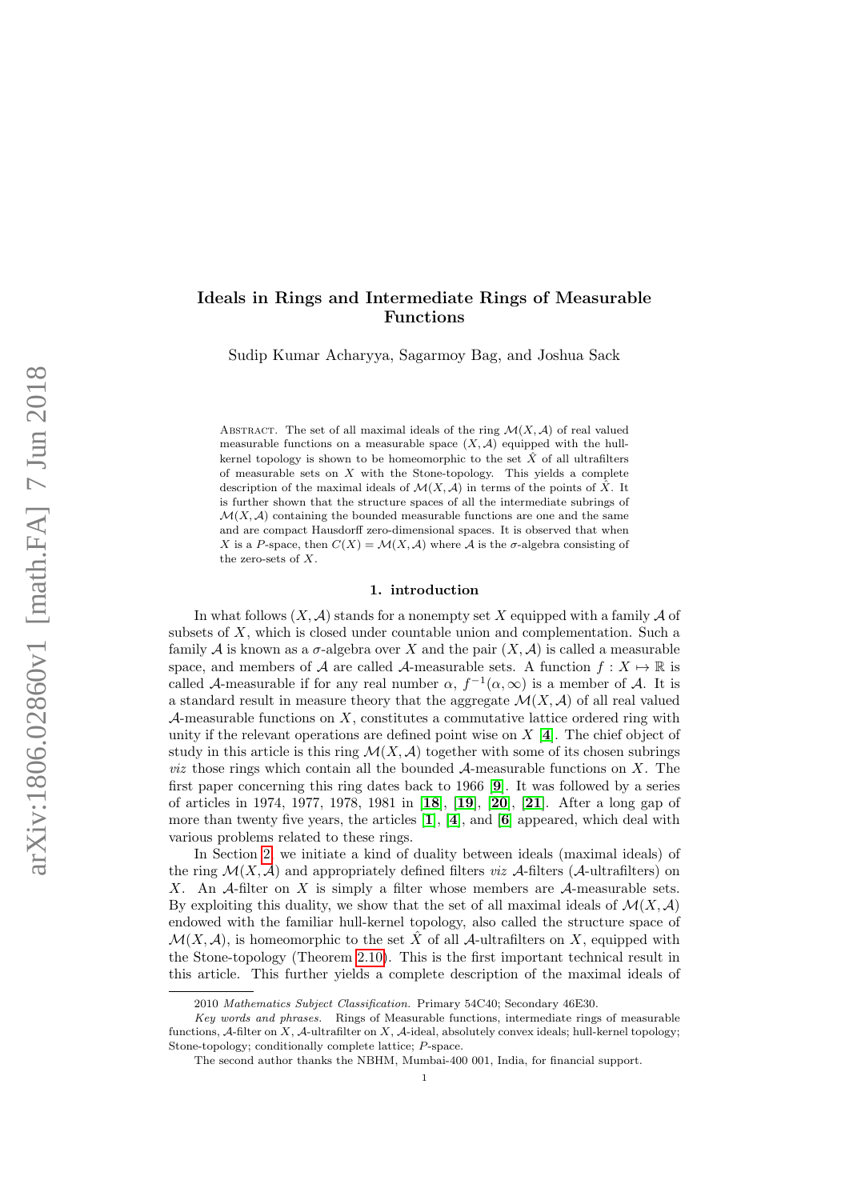# Ideals in Rings and Intermediate Rings of Measurable Functions

Sudip Kumar Acharyya, Sagarmoy Bag, and Joshua Sack

Abstract. The set of all maximal ideals of the ring $\mathcal{M}(X,\mathcal{A})$ of real valued measurable functions on a measurable space $(X,\mathcal{A})$ equipped with the hull-kernel topology is shown to be homeomorphic to the set $\hat{X}$ of all ultrafilters of measurable sets on $X$ with the Stone-topology. This yields a complete description of the maximal ideals of $\mathcal{M}(X,\mathcal{A})$ in terms of the points of $\hat{X}$. It is further shown that the structure spaces of all the intermediate subrings of $\mathcal{M}(X,\mathcal{A})$ containing the bounded measurable functions are one and the same and are compact Hausdorff zero-dimensional spaces. It is observed that when $X$ is a $P$-space, then $C(X) = \mathcal{M}(X,\mathcal{A})$ where $\mathcal{A}$ is the $\sigma$-algebra consisting of the zero-sets of $X$.

## 1. introduction

In what follows $(X,\mathcal{A})$ stands for a nonempty set $X$ equipped with a family $\mathcal{A}$ of subsets of $X$, which is closed under countable union and complementation. Such a family $\mathcal{A}$ is known as a $\sigma$-algebra over $X$ and the pair $(X,\mathcal{A})$ is called a measurable space, and members of $\mathcal{A}$ are called $\mathcal{A}$-measurable sets. A function $f : X \mapsto \mathbb{R}$ is called $\mathcal{A}$-measurable if for any real number $\alpha$, $f^{-1}(\alpha,\infty)$ is a member of $\mathcal{A}$. It is a standard result in measure theory that the aggregate $\mathcal{M}(X,\mathcal{A})$ of all real valued $\mathcal{A}$-measurable functions on $X$, constitutes a commutative lattice ordered ring with unity if the relevant operations are defined point wise on $X$ [4]. The chief object of study in this article is this ring $\mathcal{M}(X,\mathcal{A})$ together with some of its chosen subrings *viz* those rings which contain all the bounded $\mathcal{A}$-measurable functions on $X$. The first paper concerning this ring dates back to 1966 [9]. It was followed by a series of articles in 1974, 1977, 1978, 1981 in [18], [19], [20], [21]. After a long gap of more than twenty five years, the articles [1], [4], and [6] appeared, which deal with various problems related to these rings.

In Section 2, we initiate a kind of duality between ideals (maximal ideals) of the ring $\mathcal{M}(X,\mathcal{A})$ and appropriately defined filters *viz* $\mathcal{A}$-filters ($\mathcal{A}$-ultrafilters) on $X$. An $\mathcal{A}$-filter on $X$ is simply a filter whose members are $\mathcal{A}$-measurable sets. By exploiting this duality, we show that the set of all maximal ideals of $\mathcal{M}(X,\mathcal{A})$ endowed with the familiar hull-kernel topology, also called the structure space of $\mathcal{M}(X,\mathcal{A})$, is homeomorphic to the set $\hat{X}$ of all $\mathcal{A}$-ultrafilters on $X$, equipped with the Stone-topology (Theorem 2.10). This is the first important technical result in this article. This further yields a complete description of the maximal ideals of

---

2010 *Mathematics Subject Classification.* Primary 54C40; Secondary 46E30.

*Key words and phrases.* Rings of Measurable functions, intermediate rings of measurable functions, $\mathcal{A}$-filter on $X$, $\mathcal{A}$-ultrafilter on $X$, $\mathcal{A}$-ideal, absolutely convex ideals; hull-kernel topology; Stone-topology; conditionally complete lattice; $P$-space.

The second author thanks the NBHM, Mumbai-400 001, India, for financial support.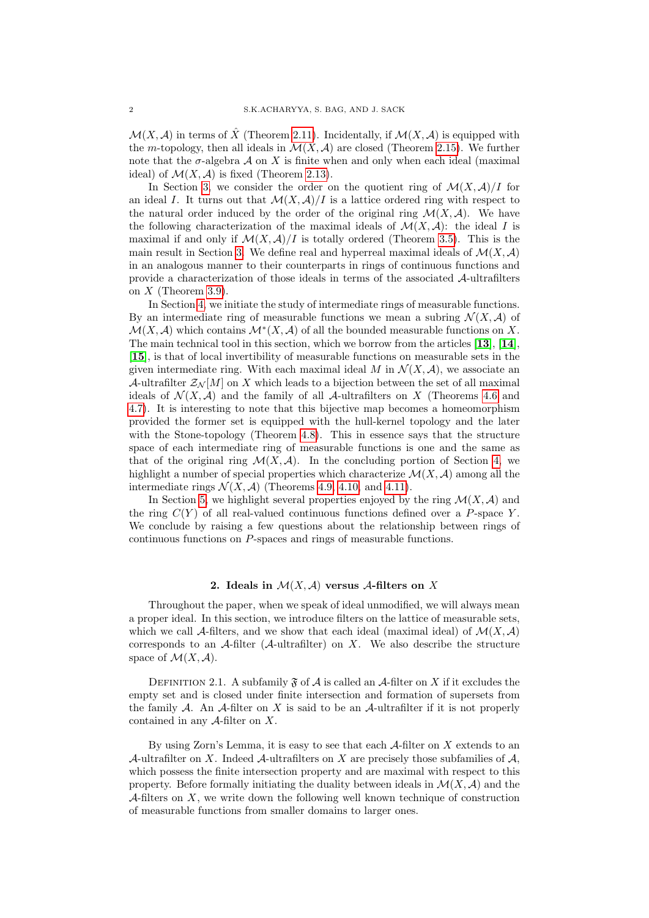$\mathcal{M}(X,\mathcal{A})$ in terms of $\hat{X}$ (Theorem 2.11). Incidentally, if $\mathcal{M}(X,\mathcal{A})$ is equipped with the $m$-topology, then all ideals in $\mathcal{M}(X,\mathcal{A})$ are closed (Theorem 2.15). We further note that the $\sigma$-algebra $\mathcal{A}$ on $X$ is finite when and only when each ideal (maximal ideal) of $\mathcal{M}(X,\mathcal{A})$ is fixed (Theorem 2.13).

In Section 3, we consider the order on the quotient ring of $\mathcal{M}(X,\mathcal{A})/I$ for an ideal $I$. It turns out that $\mathcal{M}(X,\mathcal{A})/I$ is a lattice ordered ring with respect to the natural order induced by the order of the original ring $\mathcal{M}(X,\mathcal{A})$. We have the following characterization of the maximal ideals of $\mathcal{M}(X,\mathcal{A})$: the ideal $I$ is maximal if and only if $\mathcal{M}(X,\mathcal{A})/I$ is totally ordered (Theorem 3.5). This is the main result in Section 3. We define real and hyperreal maximal ideals of $\mathcal{M}(X,\mathcal{A})$ in an analogous manner to their counterparts in rings of continuous functions and provide a characterization of those ideals in terms of the associated $\mathcal{A}$-ultrafilters on $X$ (Theorem 3.9).

In Section 4, we initiate the study of intermediate rings of measurable functions. By an intermediate ring of measurable functions we mean a subring $\mathcal{N}(X,\mathcal{A})$ of $\mathcal{M}(X,\mathcal{A})$ which contains $\mathcal{M}^*(X,\mathcal{A})$ of all the bounded measurable functions on $X$. The main technical tool in this section, which we borrow from the articles [**13**], [**14**], [**15**], is that of local invertibility of measurable functions on measurable sets in the given intermediate ring. With each maximal ideal $M$ in $\mathcal{N}(X,\mathcal{A})$, we associate an $\mathcal{A}$-ultrafilter $\mathcal{Z}_{\mathcal{N}}[M]$ on $X$ which leads to a bijection between the set of all maximal ideals of $\mathcal{N}(X,\mathcal{A})$ and the family of all $\mathcal{A}$-ultrafilters on $X$ (Theorems 4.6 and 4.7). It is interesting to note that this bijective map becomes a homeomorphism provided the former set is equipped with the hull-kernel topology and the later with the Stone-topology (Theorem 4.8). This in essence says that the structure space of each intermediate ring of measurable functions is one and the same as that of the original ring $\mathcal{M}(X,\mathcal{A})$. In the concluding portion of Section 4, we highlight a number of special properties which characterize $\mathcal{M}(X,\mathcal{A})$ among all the intermediate rings $\mathcal{N}(X,\mathcal{A})$ (Theorems 4.9, 4.10, and 4.11).

In Section 5, we highlight several properties enjoyed by the ring $\mathcal{M}(X,\mathcal{A})$ and the ring $C(Y)$ of all real-valued continuous functions defined over a $P$-space $Y$. We conclude by raising a few questions about the relationship between rings of continuous functions on $P$-spaces and rings of measurable functions.

## 2. Ideals in $\mathcal{M}(X,\mathcal{A})$ versus $\mathcal{A}$-filters on $X$

Throughout the paper, when we speak of ideal unmodified, we will always mean a proper ideal. In this section, we introduce filters on the lattice of measurable sets, which we call $\mathcal{A}$-filters, and we show that each ideal (maximal ideal) of $\mathcal{M}(X,\mathcal{A})$ corresponds to an $\mathcal{A}$-filter ($\mathcal{A}$-ultrafilter) on $X$. We also describe the structure space of $\mathcal{M}(X,\mathcal{A})$.

Definition 2.1. A subfamily $\mathfrak{F}$ of $\mathcal{A}$ is called an $\mathcal{A}$-filter on $X$ if it excludes the empty set and is closed under finite intersection and formation of supersets from the family $\mathcal{A}$. An $\mathcal{A}$-filter on $X$ is said to be an $\mathcal{A}$-ultrafilter if it is not properly contained in any $\mathcal{A}$-filter on $X$.

By using Zorn's Lemma, it is easy to see that each $\mathcal{A}$-filter on $X$ extends to an $\mathcal{A}$-ultrafilter on $X$. Indeed $\mathcal{A}$-ultrafilters on $X$ are precisely those subfamilies of $\mathcal{A}$, which possess the finite intersection property and are maximal with respect to this property. Before formally initiating the duality between ideals in $\mathcal{M}(X,\mathcal{A})$ and the $\mathcal{A}$-filters on $X$, we write down the following well known technique of construction of measurable functions from smaller domains to larger ones.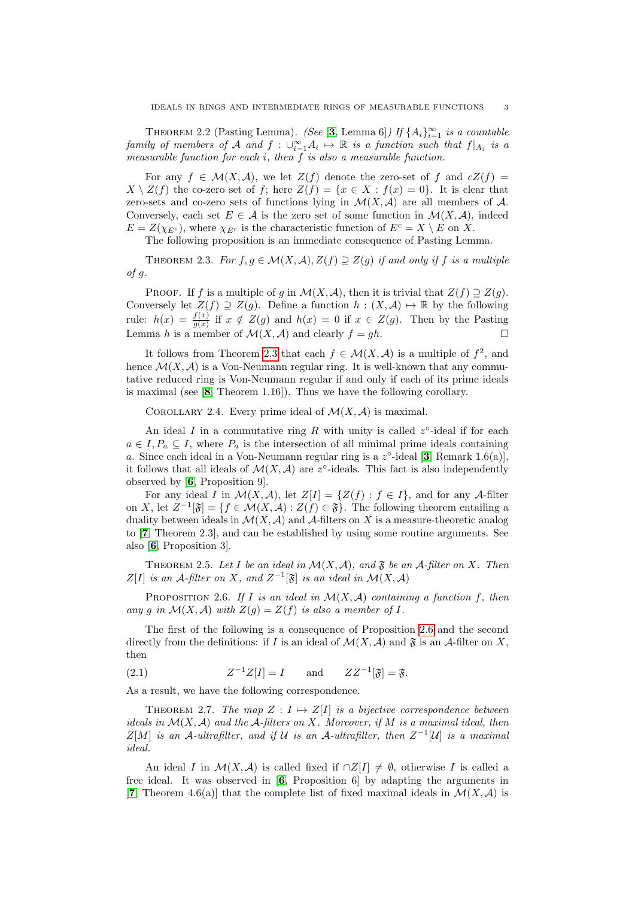THEOREM 2.2 (Pasting Lemma). *(See* [**3**, Lemma 6]*) If $\{A_i\}_{i=1}^{\infty}$ is a countable family of members of $\mathcal{A}$ and $f : \cup_{i=1}^{\infty} A_i \mapsto \mathbb{R}$ is a function such that $f|_{A_i}$ is a measurable function for each $i$, then $f$ is also a measurable function.*

For any $f \in \mathcal{M}(X, \mathcal{A})$, we let $Z(f)$ denote the zero-set of $f$ and $cZ(f) = X \setminus Z(f)$ the co-zero set of $f$; here $Z(f) = \{x \in X : f(x) = 0\}$. It is clear that zero-sets and co-zero sets of functions lying in $\mathcal{M}(X, \mathcal{A})$ are all members of $\mathcal{A}$. Conversely, each set $E \in \mathcal{A}$ is the zero set of some function in $\mathcal{M}(X, \mathcal{A})$, indeed $E = Z(\chi_{E^c})$, where $\chi_{E^c}$ is the characteristic function of $E^c = X \setminus E$ on $X$.

The following proposition is an immediate consequence of Pasting Lemma.

THEOREM 2.3. *For $f, g \in \mathcal{M}(X, \mathcal{A})$, $Z(f) \supseteq Z(g)$ if and only if $f$ is a multiple of $g$.*

PROOF. If $f$ is a multiple of $g$ in $\mathcal{M}(X, \mathcal{A})$, then it is trivial that $Z(f) \supseteq Z(g)$. Conversely let $Z(f) \supseteq Z(g)$. Define a function $h : (X, \mathcal{A}) \mapsto \mathbb{R}$ by the following rule: $h(x) = \frac{f(x)}{g(x)}$ if $x \notin Z(g)$ and $h(x) = 0$ if $x \in Z(g)$. Then by the Pasting Lemma $h$ is a member of $\mathcal{M}(X, \mathcal{A})$ and clearly $f = gh$. □

It follows from Theorem 2.3 that each $f \in \mathcal{M}(X, \mathcal{A})$ is a multiple of $f^2$, and hence $\mathcal{M}(X, \mathcal{A})$ is a Von-Neumann regular ring. It is well-known that any commutative reduced ring is Von-Neumann regular if and only if each of its prime ideals is maximal (see [**8**, Theorem 1.16]). Thus we have the following corollary.

COROLLARY 2.4. Every prime ideal of $\mathcal{M}(X, \mathcal{A})$ is maximal.

An ideal $I$ in a commutative ring $R$ with unity is called $z^\circ$-ideal if for each $a \in I, P_a \subseteq I$, where $P_a$ is the intersection of all minimal prime ideals containing $a$. Since each ideal in a Von-Neumann regular ring is a $z^\circ$-ideal [**3**, Remark 1.6(a)], it follows that all ideals of $\mathcal{M}(X, \mathcal{A})$ are $z^\circ$-ideals. This fact is also independently observed by [**6**, Proposition 9].

For any ideal $I$ in $\mathcal{M}(X, \mathcal{A})$, let $Z[I] = \{Z(f) : f \in I\}$, and for any $\mathcal{A}$-filter on $X$, let $Z^{-1}[\mathfrak{F}] = \{f \in \mathcal{M}(X, \mathcal{A}) : Z(f) \in \mathfrak{F}\}$. The following theorem entailing a duality between ideals in $\mathcal{M}(X, \mathcal{A})$ and $\mathcal{A}$-filters on $X$ is a measure-theoretic analog to [**7**, Theorem 2.3], and can be established by using some routine arguments. See also [**6**, Proposition 3].

THEOREM 2.5. *Let $I$ be an ideal in $\mathcal{M}(X, \mathcal{A})$, and $\mathfrak{F}$ be an $\mathcal{A}$-filter on $X$. Then $Z[I]$ is an $\mathcal{A}$-filter on $X$, and $Z^{-1}[\mathfrak{F}]$ is an ideal in $\mathcal{M}(X, \mathcal{A})$*

PROPOSITION 2.6. *If $I$ is an ideal in $\mathcal{M}(X, \mathcal{A})$ containing a function $f$, then any $g$ in $\mathcal{M}(X, \mathcal{A})$ with $Z(g) = Z(f)$ is also a member of $I$.*

The first of the following is a consequence of Proposition 2.6 and the second directly from the definitions: if $I$ is an ideal of $\mathcal{M}(X, \mathcal{A})$ and $\mathfrak{F}$ is an $\mathcal{A}$-filter on $X$, then

$$Z^{-1}Z[I] = I \qquad \text{and} \qquad ZZ^{-1}[\mathfrak{F}] = \mathfrak{F}. \tag{2.1}$$

As a result, we have the following correspondence.

THEOREM 2.7. *The map $Z : I \mapsto Z[I]$ is a bijective correspondence between ideals in $\mathcal{M}(X, \mathcal{A})$ and the $\mathcal{A}$-filters on $X$. Moreover, if $M$ is a maximal ideal, then $Z[M]$ is an $\mathcal{A}$-ultrafilter, and if $\mathcal{U}$ is an $\mathcal{A}$-ultrafilter, then $Z^{-1}[\mathcal{U}]$ is a maximal ideal.*

An ideal $I$ in $\mathcal{M}(X, \mathcal{A})$ is called fixed if $\cap Z[I] \neq \emptyset$, otherwise $I$ is called a free ideal. It was observed in [**6**, Proposition 6] by adapting the arguments in [**7**, Theorem 4.6(a)] that the complete list of fixed maximal ideals in $\mathcal{M}(X, \mathcal{A})$ is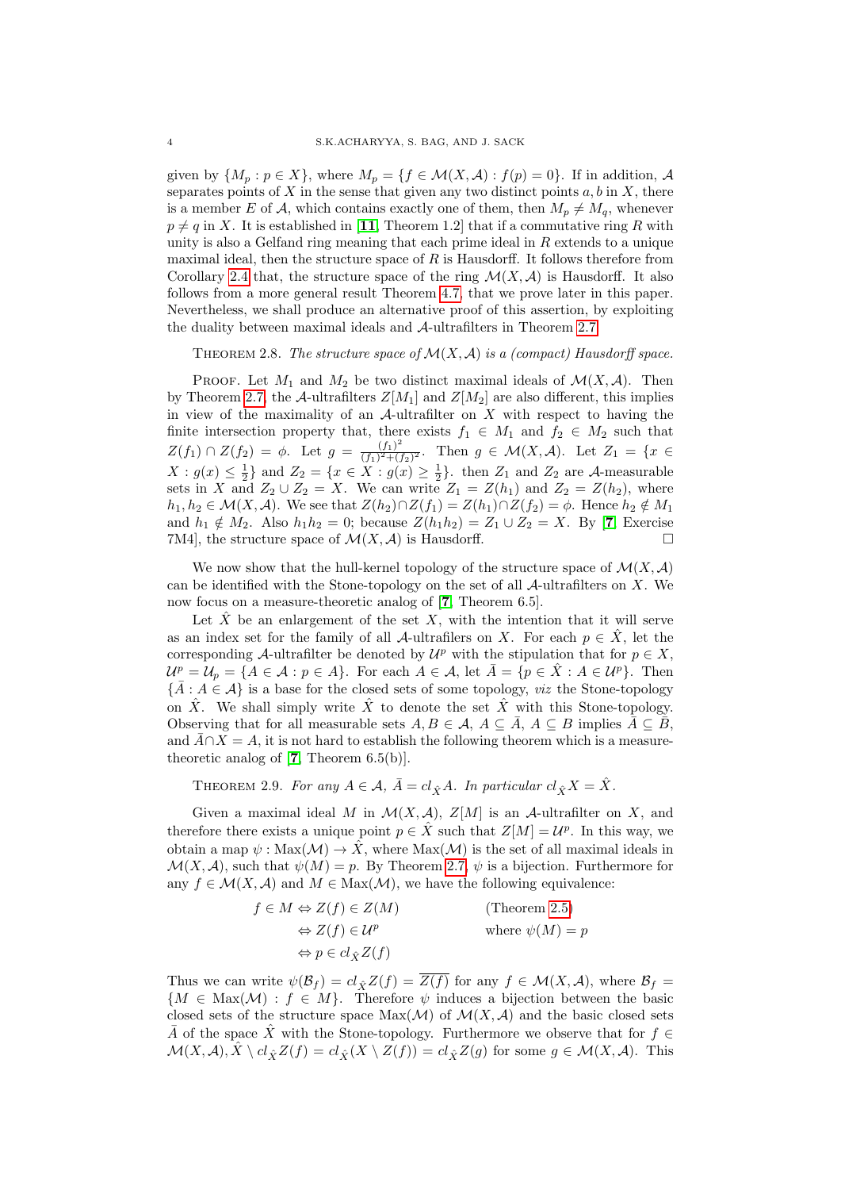given by $\{M_p : p \in X\}$, where $M_p = \{f \in \mathcal{M}(X, \mathcal{A}) : f(p) = 0\}$. If in addition, $\mathcal{A}$ separates points of $X$ in the sense that given any two distinct points $a, b$ in $X$, there is a member $E$ of $\mathcal{A}$, which contains exactly one of them, then $M_p \neq M_q$, whenever $p \neq q$ in $X$. It is established in [**11**, Theorem 1.2] that if a commutative ring $R$ with unity is also a Gelfand ring meaning that each prime ideal in $R$ extends to a unique maximal ideal, then the structure space of $R$ is Hausdorff. It follows therefore from Corollary 2.4 that, the structure space of the ring $\mathcal{M}(X, \mathcal{A})$ is Hausdorff. It also follows from a more general result Theorem 4.7, that we prove later in this paper. Nevertheless, we shall produce an alternative proof of this assertion, by exploiting the duality between maximal ideals and $\mathcal{A}$-ultrafilters in Theorem 2.7.

Theorem 2.8. *The structure space of $\mathcal{M}(X, \mathcal{A})$ is a (compact) Hausdorff space.*

Proof. Let $M_1$ and $M_2$ be two distinct maximal ideals of $\mathcal{M}(X, \mathcal{A})$. Then by Theorem 2.7, the $\mathcal{A}$-ultrafilters $Z[M_1]$ and $Z[M_2]$ are also different, this implies in view of the maximality of an $\mathcal{A}$-ultrafilter on $X$ with respect to having the finite intersection property that, there exists $f_1 \in M_1$ and $f_2 \in M_2$ such that $Z(f_1) \cap Z(f_2) = \phi$. Let $g = \frac{(f_1)^2}{(f_1)^2 + (f_2)^2}$. Then $g \in \mathcal{M}(X, \mathcal{A})$. Let $Z_1 = \{x \in X : g(x) \leq \frac{1}{2}\}$ and $Z_2 = \{x \in X : g(x) \geq \frac{1}{2}\}$. then $Z_1$ and $Z_2$ are $\mathcal{A}$-measurable sets in $X$ and $Z_2 \cup Z_2 = X$. We can write $Z_1 = Z(h_1)$ and $Z_2 = Z(h_2)$, where $h_1, h_2 \in \mathcal{M}(X, \mathcal{A})$. We see that $Z(h_2) \cap Z(f_1) = Z(h_1) \cap Z(f_2) = \phi$. Hence $h_2 \notin M_1$ and $h_1 \notin M_2$. Also $h_1 h_2 = 0$; because $Z(h_1 h_2) = Z_1 \cup Z_2 = X$. By [**7**, Exercise 7M4], the structure space of $\mathcal{M}(X, \mathcal{A})$ is Hausdorff. $\square$

We now show that the hull-kernel topology of the structure space of $\mathcal{M}(X, \mathcal{A})$ can be identified with the Stone-topology on the set of all $\mathcal{A}$-ultrafilters on $X$. We now focus on a measure-theoretic analog of [**7**, Theorem 6.5].

Let $\hat{X}$ be an enlargement of the set $X$, with the intention that it will serve as an index set for the family of all $\mathcal{A}$-ultrafilers on $X$. For each $p \in \hat{X}$, let the corresponding $\mathcal{A}$-ultrafilter be denoted by $\mathcal{U}^p$ with the stipulation that for $p \in X$, $\mathcal{U}^p = \mathcal{U}_p = \{A \in \mathcal{A} : p \in A\}$. For each $A \in \mathcal{A}$, let $\bar{A} = \{p \in \hat{X} : A \in \mathcal{U}^p\}$. Then $\{\bar{A} : A \in \mathcal{A}\}$ is a base for the closed sets of some topology, *viz* the Stone-topology on $\hat{X}$. We shall simply write $\hat{X}$ to denote the set $\hat{X}$ with this Stone-topology. Observing that for all measurable sets $A, B \in \mathcal{A}$, $A \subseteq \bar{A}$, $A \subseteq B$ implies $\bar{A} \subseteq \bar{B}$, and $\bar{A} \cap X = A$, it is not hard to establish the following theorem which is a measure-theoretic analog of [**7**, Theorem 6.5(b)].

Theorem 2.9. *For any $A \in \mathcal{A}$, $\bar{A} = cl_{\hat{X}} A$. In particular $cl_{\hat{X}} X = \hat{X}$.*

Given a maximal ideal $M$ in $\mathcal{M}(X, \mathcal{A})$, $Z[M]$ is an $\mathcal{A}$-ultrafilter on $X$, and therefore there exists a unique point $p \in \hat{X}$ such that $Z[M] = \mathcal{U}^p$. In this way, we obtain a map $\psi : \mathrm{Max}(\mathcal{M}) \to \hat{X}$, where $\mathrm{Max}(\mathcal{M})$ is the set of all maximal ideals in $\mathcal{M}(X, \mathcal{A})$, such that $\psi(M) = p$. By Theorem 2.7, $\psi$ is a bijection. Furthermore for any $f \in \mathcal{M}(X, \mathcal{A})$ and $M \in \mathrm{Max}(\mathcal{M})$, we have the following equivalence:

$$
\begin{aligned}
f \in M &\Leftrightarrow Z(f) \in Z(M) && \text{(Theorem 2.5)} \\
&\Leftrightarrow Z(f) \in \mathcal{U}^p && \text{where } \psi(M) = p \\
&\Leftrightarrow p \in cl_{\hat{X}} Z(f)
\end{aligned}
$$

Thus we can write $\psi(\mathcal{B}_f) = cl_{\hat{X}} Z(f) = \overline{Z(f)}$ for any $f \in \mathcal{M}(X, \mathcal{A})$, where $\mathcal{B}_f = \{M \in \mathrm{Max}(\mathcal{M}) : f \in M\}$. Therefore $\psi$ induces a bijection between the basic closed sets of the structure space $\mathrm{Max}(\mathcal{M})$ of $\mathcal{M}(X, \mathcal{A})$ and the basic closed sets $\bar{A}$ of the space $\hat{X}$ with the Stone-topology. Furthermore we observe that for $f \in \mathcal{M}(X, \mathcal{A}), \hat{X} \setminus cl_{\hat{X}} Z(f) = cl_{\hat{X}}(X \setminus Z(f)) = cl_{\hat{X}} Z(g)$ for some $g \in \mathcal{M}(X, \mathcal{A})$. This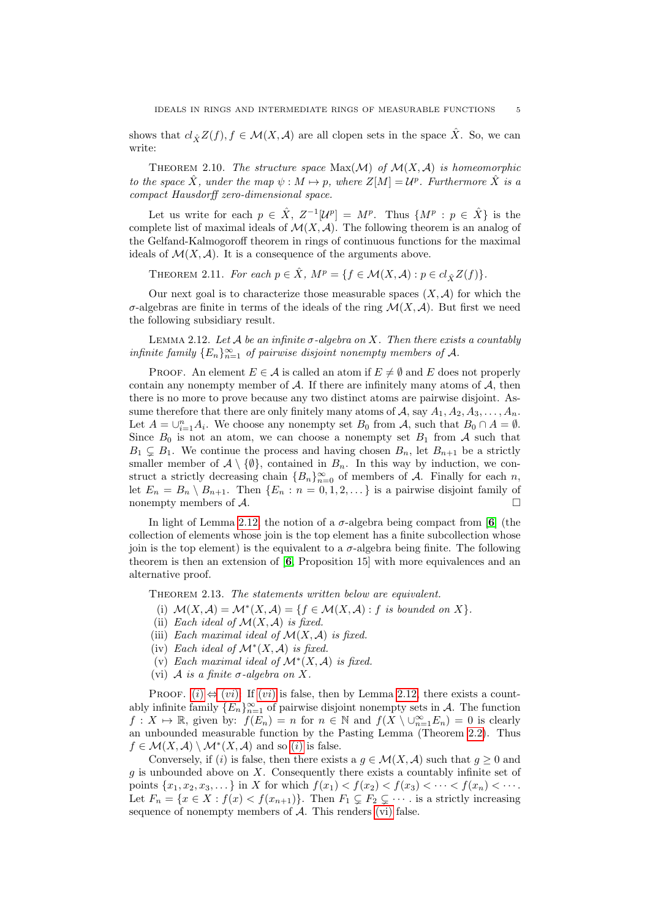shows that $cl_{\hat{X}}Z(f), f \in \mathcal{M}(X, \mathcal{A})$ are all clopen sets in the space $\hat{X}$. So, we can write:

THEOREM 2.10. *The structure space* $\text{Max}(\mathcal{M})$ *of* $\mathcal{M}(X, \mathcal{A})$ *is homeomorphic to the space* $\hat{X}$, *under the map* $\psi : M \mapsto p$, *where* $Z[M] = \mathcal{U}^p$. *Furthermore* $\hat{X}$ *is a compact Hausdorff zero-dimensional space.*

Let us write for each $p \in \hat{X}$, $Z^{-1}[\mathcal{U}^p] = M^p$. Thus $\{M^p : p \in \hat{X}\}$ is the complete list of maximal ideals of $\mathcal{M}(X, \mathcal{A})$. The following theorem is an analog of the Gelfand-Kalmogoroff theorem in rings of continuous functions for the maximal ideals of $\mathcal{M}(X, \mathcal{A})$. It is a consequence of the arguments above.

THEOREM 2.11. *For each* $p \in \hat{X}$, $M^p = \{f \in \mathcal{M}(X, \mathcal{A}) : p \in cl_{\hat{X}}Z(f)\}$.

Our next goal is to characterize those measurable spaces $(X, \mathcal{A})$ for which the $\sigma$-algebras are finite in terms of the ideals of the ring $\mathcal{M}(X, \mathcal{A})$. But first we need the following subsidiary result.

LEMMA 2.12. *Let* $\mathcal{A}$ *be an infinite* $\sigma$*-algebra on* $X$. *Then there exists a countably infinite family* $\{E_n\}_{n=1}^{\infty}$ *of pairwise disjoint nonempty members of* $\mathcal{A}$.

PROOF. An element $E \in \mathcal{A}$ is called an atom if $E \neq \emptyset$ and $E$ does not properly contain any nonempty member of $\mathcal{A}$. If there are infinitely many atoms of $\mathcal{A}$, then there is no more to prove because any two distinct atoms are pairwise disjoint. Assume therefore that there are only finitely many atoms of $\mathcal{A}$, say $A_1, A_2, A_3, \ldots, A_n$. Let $A = \cup_{i=1}^{n} A_i$. We choose any nonempty set $B_0$ from $\mathcal{A}$, such that $B_0 \cap A = \emptyset$. Since $B_0$ is not an atom, we can choose a nonempty set $B_1$ from $\mathcal{A}$ such that $B_1 \subsetneq B_1$. We continue the process and having chosen $B_n$, let $B_{n+1}$ be a strictly smaller member of $\mathcal{A} \setminus \{\emptyset\}$, contained in $B_n$. In this way by induction, we construct a strictly decreasing chain $\{B_n\}_{n=0}^{\infty}$ of members of $\mathcal{A}$. Finally for each $n$, let $E_n = B_n \setminus B_{n+1}$. Then $\{E_n : n = 0, 1, 2, \ldots\}$ is a pairwise disjoint family of nonempty members of $\mathcal{A}$. □

In light of Lemma 2.12, the notion of a $\sigma$-algebra being compact from [6] (the collection of elements whose join is the top element has a finite subcollection whose join is the top element) is the equivalent to a $\sigma$-algebra being finite. The following theorem is then an extension of [6, Proposition 15] with more equivalences and an alternative proof.

THEOREM 2.13. *The statements written below are equivalent.*

(i) $\mathcal{M}(X, \mathcal{A}) = \mathcal{M}^*(X, \mathcal{A}) = \{f \in \mathcal{M}(X, \mathcal{A}) : f \text{ is bounded on } X\}$.
(ii) *Each ideal of* $\mathcal{M}(X, \mathcal{A})$ *is fixed.*
(iii) *Each maximal ideal of* $\mathcal{M}(X, \mathcal{A})$ *is fixed.*
(iv) *Each ideal of* $\mathcal{M}^*(X, \mathcal{A})$ *is fixed.*
(v) *Each maximal ideal of* $\mathcal{M}^*(X, \mathcal{A})$ *is fixed.*
(vi) $\mathcal{A}$ *is a finite* $\sigma$*-algebra on* $X$.

PROOF. $(i) \Leftrightarrow (vi)$. If $(vi)$ is false, then by Lemma 2.12, there exists a countably infinite family $\{E_n\}_{n=1}^{\infty}$ of pairwise disjoint nonempty sets in $\mathcal{A}$. The function $f : X \mapsto \mathbb{R}$, given by: $f(E_n) = n$ for $n \in \mathbb{N}$ and $f(X \setminus \cup_{n=1}^{\infty} E_n) = 0$ is clearly an unbounded measurable function by the Pasting Lemma (Theorem 2.2). Thus $f \in \mathcal{M}(X, \mathcal{A}) \setminus \mathcal{M}^*(X, \mathcal{A})$ and so $(i)$ is false.

Conversely, if $(i)$ is false, then there exists a $g \in \mathcal{M}(X, \mathcal{A})$ such that $g \geq 0$ and $g$ is unbounded above on $X$. Consequently there exists a countably infinite set of points $\{x_1, x_2, x_3, \ldots\}$ in $X$ for which $f(x_1) < f(x_2) < f(x_3) < \cdots < f(x_n) < \cdots$. Let $F_n = \{x \in X : f(x) < f(x_{n+1})\}$. Then $F_1 \subsetneq F_2 \subsetneq \cdots$. is a strictly increasing sequence of nonempty members of $\mathcal{A}$. This renders $(vi)$ false.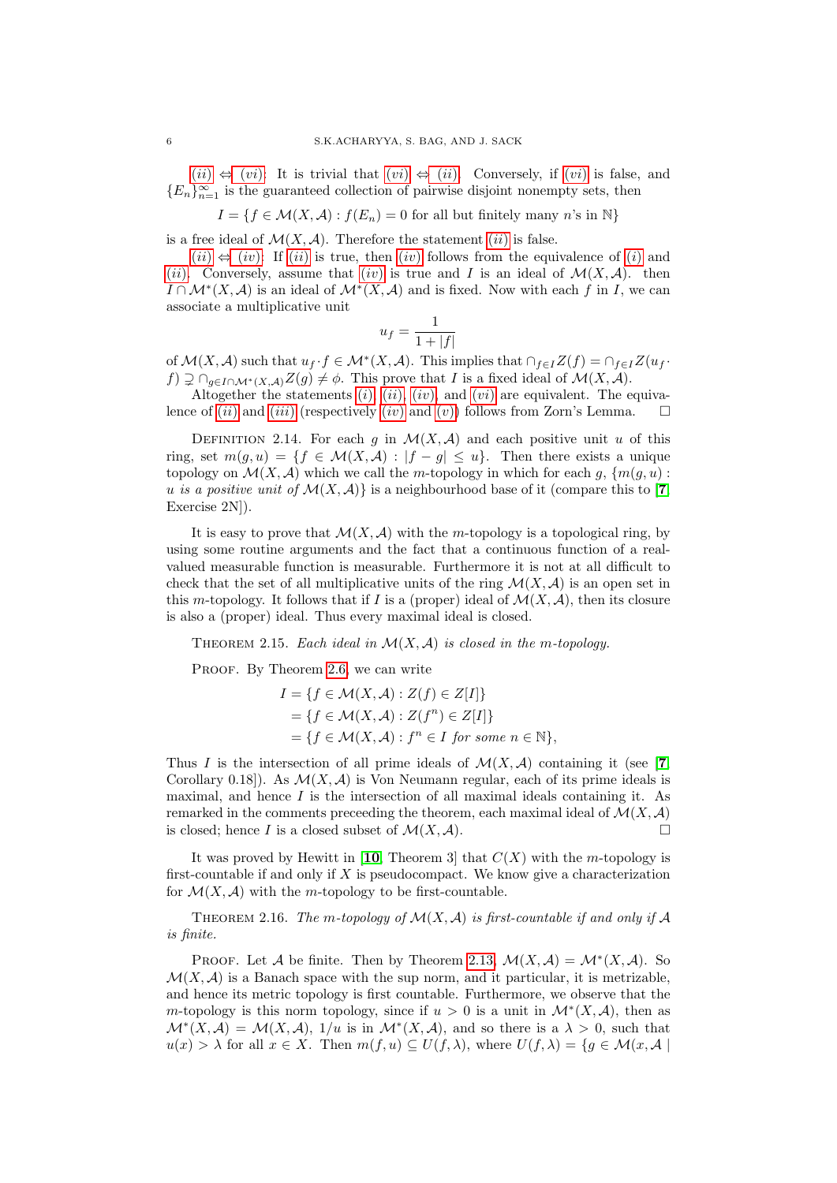$(ii) \Leftrightarrow (vi)$: It is trivial that $(vi) \Leftrightarrow (ii)$. Conversely, if $(vi)$ is false, and $\{E_n\}_{n=1}^{\infty}$ is the guaranteed collection of pairwise disjoint nonempty sets, then

$$I = \{f \in \mathcal{M}(X, \mathcal{A}) : f(E_n) = 0 \text{ for all but finitely many } n\text{'s in } \mathbb{N}\}$$

is a free ideal of $\mathcal{M}(X, \mathcal{A})$. Therefore the statement $(ii)$ is false.

$(ii) \Leftrightarrow (iv)$: If $(ii)$ is true, then $(iv)$ follows from the equivalence of $(i)$ and $(ii)$. Conversely, assume that $(iv)$ is true and $I$ is an ideal of $\mathcal{M}(X, \mathcal{A})$. then $I \cap \mathcal{M}^*(X, \mathcal{A})$ is an ideal of $\mathcal{M}^*(X, \mathcal{A})$ and is fixed. Now with each $f$ in $I$, we can associate a multiplicative unit

$$u_f = \frac{1}{1 + |f|}$$

of $\mathcal{M}(X, \mathcal{A})$ such that $u_f \cdot f \in \mathcal{M}^*(X, \mathcal{A})$. This implies that $\cap_{f \in I} Z(f) = \cap_{f \in I} Z(u_f \cdot f) \supsetneq \cap_{g \in I \cap \mathcal{M}^*(X,\mathcal{A})} Z(g) \neq \phi$. This prove that $I$ is a fixed ideal of $\mathcal{M}(X, \mathcal{A})$.

Altogether the statements $(i)$, $(ii)$, $(iv)$, and $(vi)$ are equivalent. The equivalence of $(ii)$ and $(iii)$ (respectively $(iv)$ and $(v)$) follows from Zorn's Lemma. $\square$

Definition 2.14. *For each $g$ in $\mathcal{M}(X, \mathcal{A})$ and each positive unit $u$ of this ring, set $m(g, u) = \{f \in \mathcal{M}(X, \mathcal{A}) : |f - g| \leq u\}$. Then there exists a unique topology on $\mathcal{M}(X, \mathcal{A})$ which we call the $m$-topology in which for each $g$, $\{m(g, u) :$ $u$ is a positive unit of $\mathcal{M}(X, \mathcal{A})\}$ is a neighbourhood base of it (compare this to [7, Exercise 2N]).*

It is easy to prove that $\mathcal{M}(X, \mathcal{A})$ with the $m$-topology is a topological ring, by using some routine arguments and the fact that a continuous function of a real-valued measurable function is measurable. Furthermore it is not at all difficult to check that the set of all multiplicative units of the ring $\mathcal{M}(X, \mathcal{A})$ is an open set in this $m$-topology. It follows that if $I$ is a (proper) ideal of $\mathcal{M}(X, \mathcal{A})$, then its closure is also a (proper) ideal. Thus every maximal ideal is closed.

Theorem 2.15. *Each ideal in $\mathcal{M}(X, \mathcal{A})$ is closed in the $m$-topology.*

Proof. By Theorem 2.6, we can write

$$\begin{aligned} I &= \{f \in \mathcal{M}(X, \mathcal{A}) : Z(f) \in Z[I]\} \\ &= \{f \in \mathcal{M}(X, \mathcal{A}) : Z(f^n) \in Z[I]\} \\ &= \{f \in \mathcal{M}(X, \mathcal{A}) : f^n \in I \textit{ for some } n \in \mathbb{N}\}, \end{aligned}$$

Thus $I$ is the intersection of all prime ideals of $\mathcal{M}(X, \mathcal{A})$ containing it (see [7, Corollary 0.18]). As $\mathcal{M}(X, \mathcal{A})$ is Von Neumann regular, each of its prime ideals is maximal, and hence $I$ is the intersection of all maximal ideals containing it. As remarked in the comments preceeding the theorem, each maximal ideal of $\mathcal{M}(X, \mathcal{A})$ is closed; hence $I$ is a closed subset of $\mathcal{M}(X, \mathcal{A})$. $\square$

It was proved by Hewitt in [10, Theorem 3] that $C(X)$ with the $m$-topology is first-countable if and only if $X$ is pseudocompact. We know give a characterization for $\mathcal{M}(X, \mathcal{A})$ with the $m$-topology to be first-countable.

Theorem 2.16. *The $m$-topology of $\mathcal{M}(X, \mathcal{A})$ is first-countable if and only if $\mathcal{A}$ is finite.*

Proof. Let $\mathcal{A}$ be finite. Then by Theorem 2.13, $\mathcal{M}(X, \mathcal{A}) = \mathcal{M}^*(X, \mathcal{A})$. So $\mathcal{M}(X, \mathcal{A})$ is a Banach space with the sup norm, and it particular, it is metrizable, and hence its metric topology is first countable. Furthermore, we observe that the $m$-topology is this norm topology, since if $u > 0$ is a unit in $\mathcal{M}^*(X, \mathcal{A})$, then as $\mathcal{M}^*(X, \mathcal{A}) = \mathcal{M}(X, \mathcal{A})$, $1/u$ is in $\mathcal{M}^*(X, \mathcal{A})$, and so there is a $\lambda > 0$, such that $u(x) > \lambda$ for all $x \in X$. Then $m(f, u) \subseteq U(f, \lambda)$, where $U(f, \lambda) = \{g \in \mathcal{M}(x, \mathcal{A} \mid$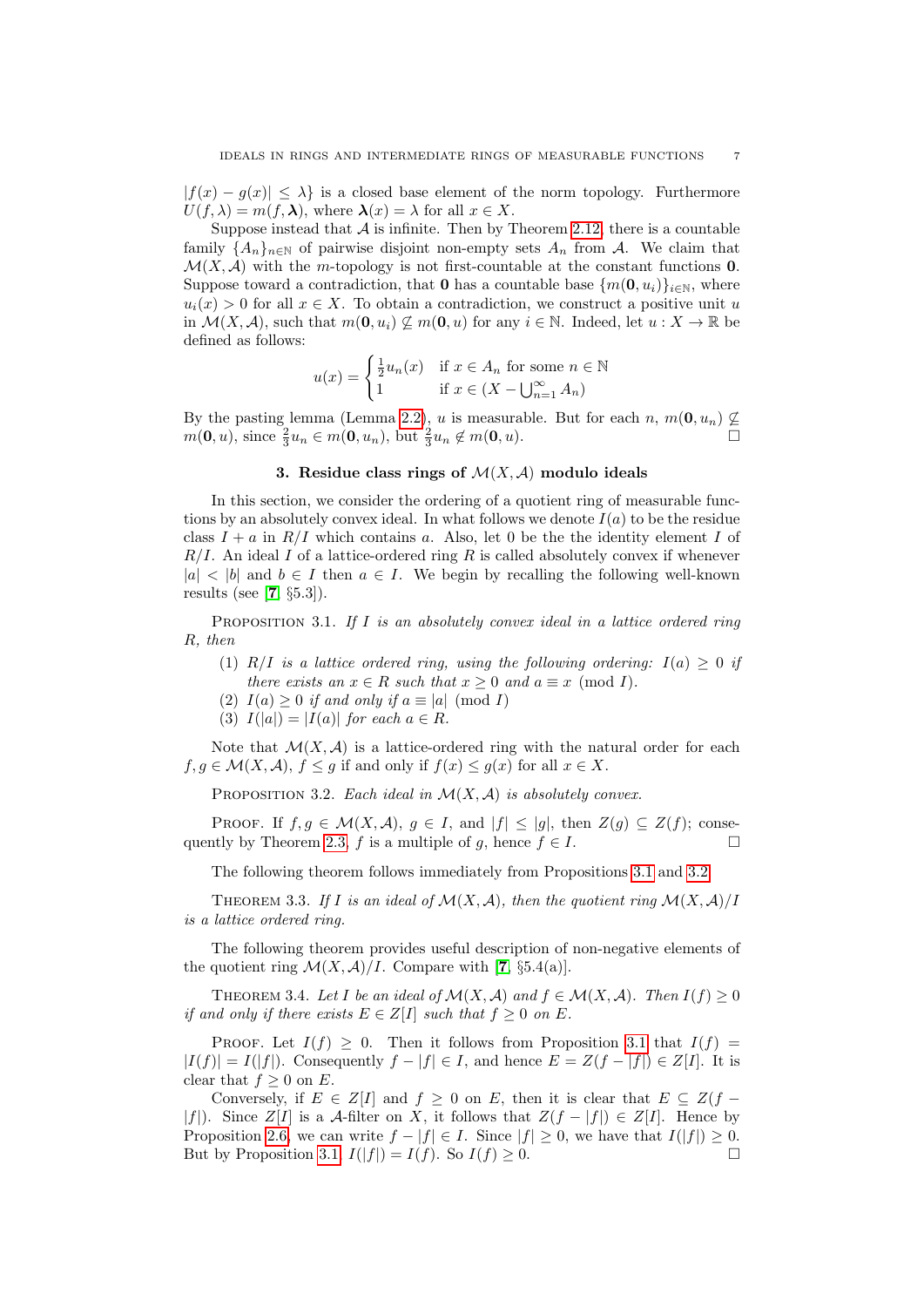$|f(x) - g(x)| \leq \lambda\}$ is a closed base element of the norm topology. Furthermore $U(f, \lambda) = m(f, \boldsymbol{\lambda})$, where $\boldsymbol{\lambda}(x) = \lambda$ for all $x \in X$.

Suppose instead that $\mathcal{A}$ is infinite. Then by Theorem 2.12, there is a countable family $\{A_n\}_{n\in\mathbb{N}}$ of pairwise disjoint non-empty sets $A_n$ from $\mathcal{A}$. We claim that $\mathcal{M}(X, \mathcal{A})$ with the $m$-topology is not first-countable at the constant functions $\mathbf{0}$. Suppose toward a contradiction, that $\mathbf{0}$ has a countable base $\{m(\mathbf{0}, u_i)\}_{i\in\mathbb{N}}$, where $u_i(x) > 0$ for all $x \in X$. To obtain a contradiction, we construct a positive unit $u$ in $\mathcal{M}(X, \mathcal{A})$, such that $m(\mathbf{0}, u_i) \not\subseteq m(\mathbf{0}, u)$ for any $i \in \mathbb{N}$. Indeed, let $u : X \to \mathbb{R}$ be defined as follows:

$$u(x) = \begin{cases} \frac{1}{2}u_n(x) & \text{if } x \in A_n \text{ for some } n \in \mathbb{N} \\ 1 & \text{if } x \in (X - \bigcup_{n=1}^{\infty} A_n) \end{cases}$$

By the pasting lemma (Lemma 2.2), $u$ is measurable. But for each $n$, $m(\mathbf{0}, u_n) \not\subseteq m(\mathbf{0}, u)$, since $\frac{2}{3}u_n \in m(\mathbf{0}, u_n)$, but $\frac{2}{3}u_n \notin m(\mathbf{0}, u)$. □

## 3. Residue class rings of $\mathcal{M}(X, \mathcal{A})$ modulo ideals

In this section, we consider the ordering of a quotient ring of measurable functions by an absolutely convex ideal. In what follows we denote $I(a)$ to be the residue class $I + a$ in $R/I$ which contains $a$. Also, let 0 be the the identity element $I$ of $R/I$. An ideal $I$ of a lattice-ordered ring $R$ is called absolutely convex if whenever $|a| < |b|$ and $b \in I$ then $a \in I$. We begin by recalling the following well-known results (see [7] §5.3]).

Proposition 3.1. *If $I$ is an absolutely convex ideal in a lattice ordered ring $R$, then*

1. *$R/I$ is a lattice ordered ring, using the following ordering: $I(a) \geq 0$ if there exists an $x \in R$ such that $x \geq 0$ and $a \equiv x \pmod{I}$.*
2. *$I(a) \geq 0$ if and only if $a \equiv |a| \pmod{I}$*
3. *$I(|a|) = |I(a)|$ for each $a \in R$.*

Note that $\mathcal{M}(X, \mathcal{A})$ is a lattice-ordered ring with the natural order for each $f, g \in \mathcal{M}(X, \mathcal{A})$, $f \leq g$ if and only if $f(x) \leq g(x)$ for all $x \in X$.

Proposition 3.2. *Each ideal in $\mathcal{M}(X, \mathcal{A})$ is absolutely convex.*

Proof. If $f, g \in \mathcal{M}(X, \mathcal{A})$, $g \in I$, and $|f| \leq |g|$, then $Z(g) \subseteq Z(f)$; consequently by Theorem 2.3, $f$ is a multiple of $g$, hence $f \in I$. □

The following theorem follows immediately from Propositions 3.1 and 3.2.

Theorem 3.3. *If $I$ is an ideal of $\mathcal{M}(X, \mathcal{A})$, then the quotient ring $\mathcal{M}(X, \mathcal{A})/I$ is a lattice ordered ring.*

The following theorem provides useful description of non-negative elements of the quotient ring $\mathcal{M}(X, \mathcal{A})/I$. Compare with [7, §5.4(a)].

Theorem 3.4. *Let $I$ be an ideal of $\mathcal{M}(X, \mathcal{A})$ and $f \in \mathcal{M}(X, \mathcal{A})$. Then $I(f) \geq 0$ if and only if there exists $E \in Z[I]$ such that $f \geq 0$ on $E$.*

Proof. Let $I(f) \geq 0$. Then it follows from Proposition 3.1 that $I(f) = |I(f)| = I(|f|)$. Consequently $f - |f| \in I$, and hence $E = Z(f - |f|) \in Z[I]$. It is clear that $f \geq 0$ on $E$.

Conversely, if $E \in Z[I]$ and $f \geq 0$ on $E$, then it is clear that $E \subseteq Z(f - |f|)$. Since $Z[I]$ is a $\mathcal{A}$-filter on $X$, it follows that $Z(f - |f|) \in Z[I]$. Hence by Proposition 2.6, we can write $f - |f| \in I$. Since $|f| \geq 0$, we have that $I(|f|) \geq 0$. But by Proposition 3.1, $I(|f|) = I(f)$. So $I(f) \geq 0$. □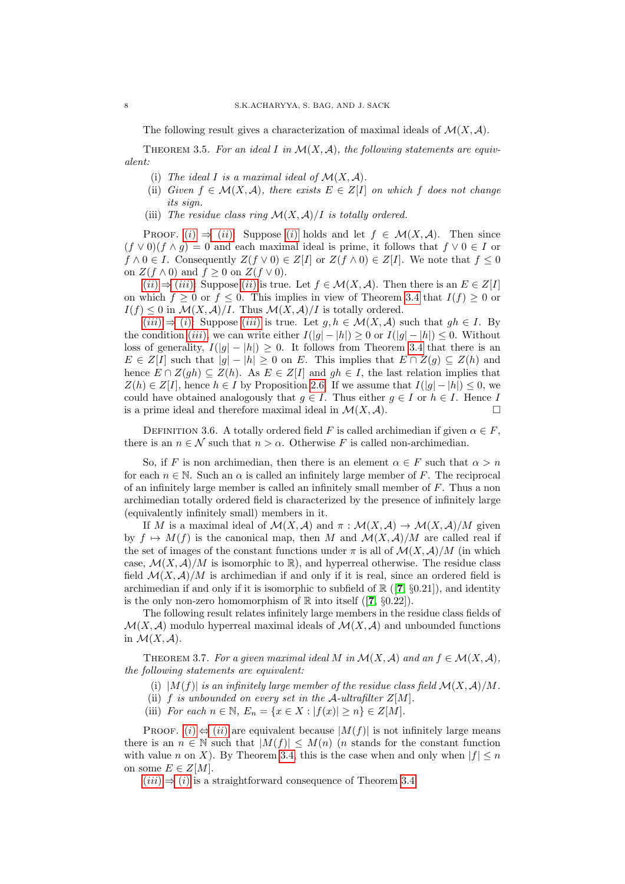The following result gives a characterization of maximal ideals of $\mathcal{M}(X,\mathcal{A})$.

THEOREM 3.5. *For an ideal $I$ in $\mathcal{M}(X,\mathcal{A})$, the following statements are equivalent:*

- (i) *The ideal $I$ is a maximal ideal of $\mathcal{M}(X,\mathcal{A})$.*
- (ii) *Given $f \in \mathcal{M}(X,\mathcal{A})$, there exists $E \in Z[I]$ on which $f$ does not change its sign.*
- (iii) *The residue class ring $\mathcal{M}(X,\mathcal{A})/I$ is totally ordered.*

PROOF. $(i) \Rightarrow (ii)$: Suppose $(i)$ holds and let $f \in \mathcal{M}(X,\mathcal{A})$. Then since $(f \vee 0)(f \wedge g) = 0$ and each maximal ideal is prime, it follows that $f \vee 0 \in I$ or $f \wedge 0 \in I$. Consequently $Z(f \vee 0) \in Z[I]$ or $Z(f \wedge 0) \in Z[I]$. We note that $f \leq 0$ on $Z(f \wedge 0)$ and $f \geq 0$ on $Z(f \vee 0)$.

$(ii) \Rightarrow (iii)$: Suppose $(ii)$ is true. Let $f \in \mathcal{M}(X,\mathcal{A})$. Then there is an $E \in Z[I]$ on which $f \geq 0$ or $f \leq 0$. This implies in view of Theorem 3.4 that $I(f) \geq 0$ or $I(f) \leq 0$ in $\mathcal{M}(X,\mathcal{A})/I$. Thus $\mathcal{M}(X,\mathcal{A})/I$ is totally ordered.

$(iii) \Rightarrow (i)$: Suppose $(iii)$ is true. Let $g, h \in \mathcal{M}(X,\mathcal{A})$ such that $gh \in I$. By the condition $(iii)$, we can write either $I(|g| - |h|) \geq 0$ or $I(|g| - |h|) \leq 0$. Without loss of generality, $I(|g| - |h|) \geq 0$. It follows from Theorem 3.4 that there is an $E \in Z[I]$ such that $|g| - |h| \geq 0$ on $E$. This implies that $E \cap Z(g) \subseteq Z(h)$ and hence $E \cap Z(gh) \subseteq Z(h)$. As $E \in Z[I]$ and $gh \in I$, the last relation implies that $Z(h) \in Z[I]$, hence $h \in I$ by Proposition 2.6. If we assume that $I(|g| - |h|) \leq 0$, we could have obtained analogously that $g \in I$. Thus either $g \in I$ or $h \in I$. Hence $I$ is a prime ideal and therefore maximal ideal in $\mathcal{M}(X,\mathcal{A})$. $\square$

DEFINITION 3.6. A totally ordered field $F$ is called archimedian if given $\alpha \in F$, there is an $n \in \mathcal{N}$ such that $n > \alpha$. Otherwise $F$ is called non-archimedian.

So, if $F$ is non archimedian, then there is an element $\alpha \in F$ such that $\alpha > n$ for each $n \in \mathbb{N}$. Such an $\alpha$ is called an infinitely large member of $F$. The reciprocal of an infinitely large member is called an infinitely small member of $F$. Thus a non archimedian totally ordered field is characterized by the presence of infinitely large (equivalently infinitely small) members in it.

If $M$ is a maximal ideal of $\mathcal{M}(X,\mathcal{A})$ and $\pi : \mathcal{M}(X,\mathcal{A}) \to \mathcal{M}(X,\mathcal{A})/M$ given by $f \mapsto M(f)$ is the canonical map, then $M$ and $\mathcal{M}(X,\mathcal{A})/M$ are called real if the set of images of the constant functions under $\pi$ is all of $\mathcal{M}(X,\mathcal{A})/M$ (in which case, $\mathcal{M}(X,\mathcal{A})/M$ is isomorphic to $\mathbb{R}$), and hyperreal otherwise. The residue class field $\mathcal{M}(X,\mathcal{A})/M$ is archimedian if and only if it is real, since an ordered field is archimedian if and only if it is isomorphic to subfield of $\mathbb{R}$ ([7, §0.21]), and identity is the only non-zero homomorphism of $\mathbb{R}$ into itself ([7, §0.22]).

The following result relates infinitely large members in the residue class fields of $\mathcal{M}(X,\mathcal{A})$ modulo hyperreal maximal ideals of $\mathcal{M}(X,\mathcal{A})$ and unbounded functions in $\mathcal{M}(X,\mathcal{A})$.

THEOREM 3.7. *For a given maximal ideal $M$ in $\mathcal{M}(X,\mathcal{A})$ and an $f \in \mathcal{M}(X,\mathcal{A})$, the following statements are equivalent:*

- (i) *$|M(f)|$ is an infinitely large member of the residue class field $\mathcal{M}(X,\mathcal{A})/M$.*
- (ii) *$f$ is unbounded on every set in the $\mathcal{A}$-ultrafilter $Z[M]$.*
- (iii) *For each $n \in \mathbb{N}$, $E_n = \{x \in X : |f(x)| \geq n\} \in Z[M]$.*

PROOF. $(i) \Leftrightarrow (ii)$ are equivalent because $|M(f)|$ is not infinitely large means there is an $n \in \mathbb{N}$ such that $|M(f)| \leq M(n)$ ($n$ stands for the constant function with value $n$ on $X$). By Theorem 3.4, this is the case when and only when $|f| \leq n$ on some $E \in Z[M]$.

$(iii) \Rightarrow (i)$ is a straightforward consequence of Theorem 3.4.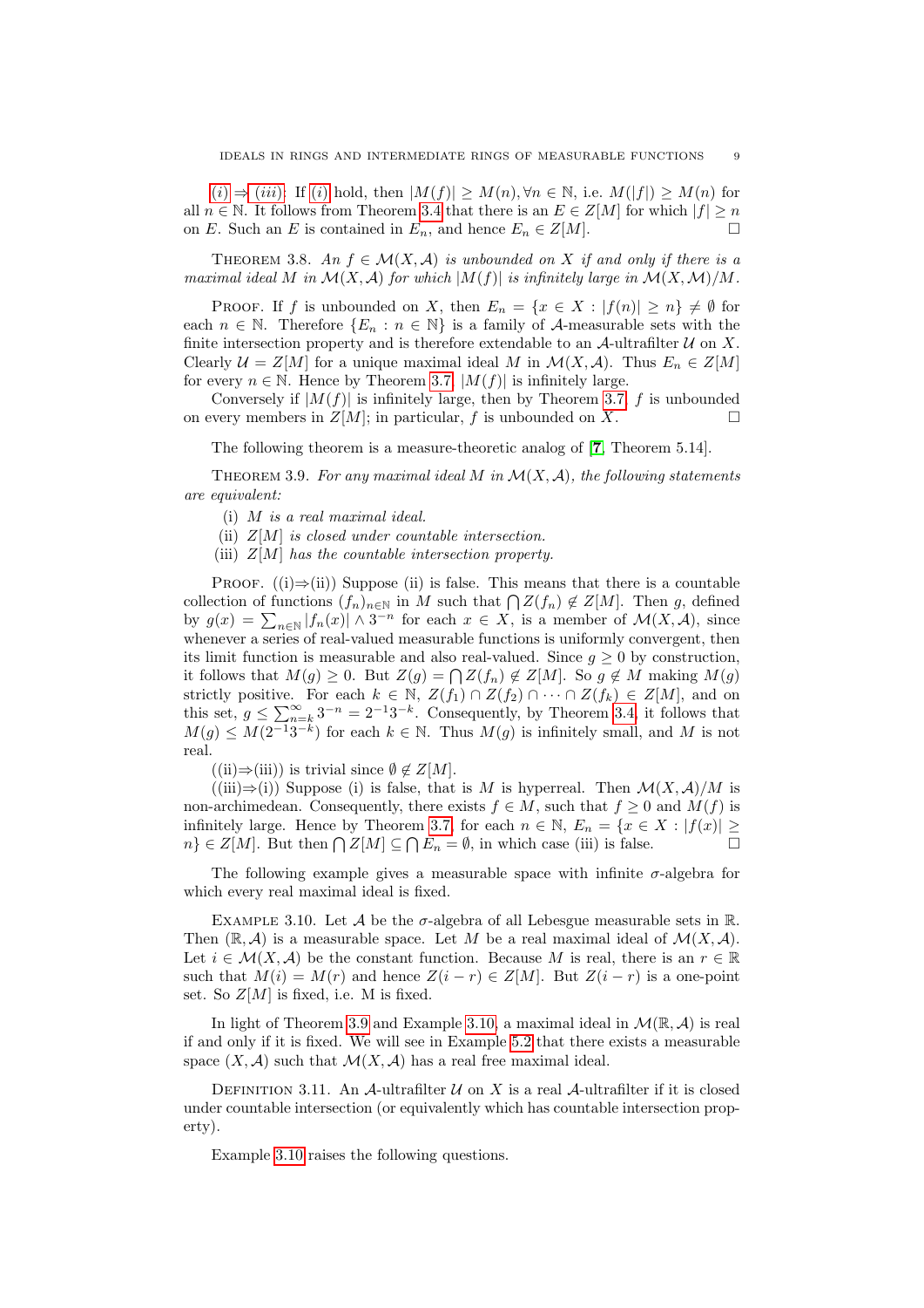(i) ⇒ (iii): If (i) hold, then $|M(f)| \geq M(n), \forall n \in \mathbb{N}$, i.e. $M(|f|) \geq M(n)$ for all $n \in \mathbb{N}$. It follows from Theorem 3.4 that there is an $E \in Z[M]$ for which $|f| \geq n$ on $E$. Such an $E$ is contained in $E_n$, and hence $E_n \in Z[M]$. □

THEOREM 3.8. *An $f \in \mathcal{M}(X, \mathcal{A})$ is unbounded on $X$ if and only if there is a maximal ideal $M$ in $\mathcal{M}(X, \mathcal{A})$ for which $|M(f)|$ is infinitely large in $\mathcal{M}(X, \mathcal{M})/M$.*

PROOF. If $f$ is unbounded on $X$, then $E_n = \{x \in X : |f(n)| \geq n\} \neq \emptyset$ for each $n \in \mathbb{N}$. Therefore $\{E_n : n \in \mathbb{N}\}$ is a family of $\mathcal{A}$-measurable sets with the finite intersection property and is therefore extendable to an $\mathcal{A}$-ultrafilter $\mathcal{U}$ on $X$. Clearly $\mathcal{U} = Z[M]$ for a unique maximal ideal $M$ in $\mathcal{M}(X, \mathcal{A})$. Thus $E_n \in Z[M]$ for every $n \in \mathbb{N}$. Hence by Theorem 3.7, $|M(f)|$ is infinitely large.

Conversely if $|M(f)|$ is infinitely large, then by Theorem 3.7, $f$ is unbounded on every members in $Z[M]$; in particular, $f$ is unbounded on $X$. □

The following theorem is a measure-theoretic analog of [7, Theorem 5.14].

THEOREM 3.9. *For any maximal ideal $M$ in $\mathcal{M}(X, \mathcal{A})$, the following statements are equivalent:*

(i) *$M$ is a real maximal ideal.*
(ii) *$Z[M]$ is closed under countable intersection.*
(iii) *$Z[M]$ has the countable intersection property.*

PROOF. ((i)⇒(ii)) Suppose (ii) is false. This means that there is a countable collection of functions $(f_n)_{n\in\mathbb{N}}$ in $M$ such that $\bigcap Z(f_n) \notin Z[M]$. Then $g$, defined by $g(x) = \sum_{n\in\mathbb{N}} |f_n(x)| \wedge 3^{-n}$ for each $x \in X$, is a member of $\mathcal{M}(X, \mathcal{A})$, since whenever a series of real-valued measurable functions is uniformly convergent, then its limit function is measurable and also real-valued. Since $g \geq 0$ by construction, it follows that $M(g) \geq 0$. But $Z(g) = \bigcap Z(f_n) \notin Z[M]$. So $g \notin M$ making $M(g)$ strictly positive. For each $k \in \mathbb{N}$, $Z(f_1) \cap Z(f_2) \cap \cdots \cap Z(f_k) \in Z[M]$, and on this set, $g \leq \sum_{n=k}^{\infty} 3^{-n} = 2^{-1}3^{-k}$. Consequently, by Theorem 3.4, it follows that $M(g) \leq M(2^{-1}3^{-k})$ for each $k \in \mathbb{N}$. Thus $M(g)$ is infinitely small, and $M$ is not real.

((ii)⇒(iii)) is trivial since $\emptyset \notin Z[M]$.

((iii)⇒(i)) Suppose (i) is false, that is $M$ is hyperreal. Then $\mathcal{M}(X, \mathcal{A})/M$ is non-archimedean. Consequently, there exists $f \in M$, such that $f \geq 0$ and $M(f)$ is infinitely large. Hence by Theorem 3.7, for each $n \in \mathbb{N}$, $E_n = \{x \in X : |f(x)| \geq n\} \in Z[M]$. But then $\bigcap Z[M] \subseteq \bigcap E_n = \emptyset$, in which case (iii) is false. □

The following example gives a measurable space with infinite $\sigma$-algebra for which every real maximal ideal is fixed.

EXAMPLE 3.10. Let $\mathcal{A}$ be the $\sigma$-algebra of all Lebesgue measurable sets in $\mathbb{R}$. Then $(\mathbb{R}, \mathcal{A})$ is a measurable space. Let $M$ be a real maximal ideal of $\mathcal{M}(X, \mathcal{A})$. Let $i \in \mathcal{M}(X, \mathcal{A})$ be the constant function. Because $M$ is real, there is an $r \in \mathbb{R}$ such that $M(i) = M(r)$ and hence $Z(i - r) \in Z[M]$. But $Z(i - r)$ is a one-point set. So $Z[M]$ is fixed, i.e. M is fixed.

In light of Theorem 3.9 and Example 3.10, a maximal ideal in $\mathcal{M}(\mathbb{R}, \mathcal{A})$ is real if and only if it is fixed. We will see in Example 5.2 that there exists a measurable space $(X, \mathcal{A})$ such that $\mathcal{M}(X, \mathcal{A})$ has a real free maximal ideal.

DEFINITION 3.11. An $\mathcal{A}$-ultrafilter $\mathcal{U}$ on $X$ is a real $\mathcal{A}$-ultrafilter if it is closed under countable intersection (or equivalently which has countable intersection property).

Example 3.10 raises the following questions.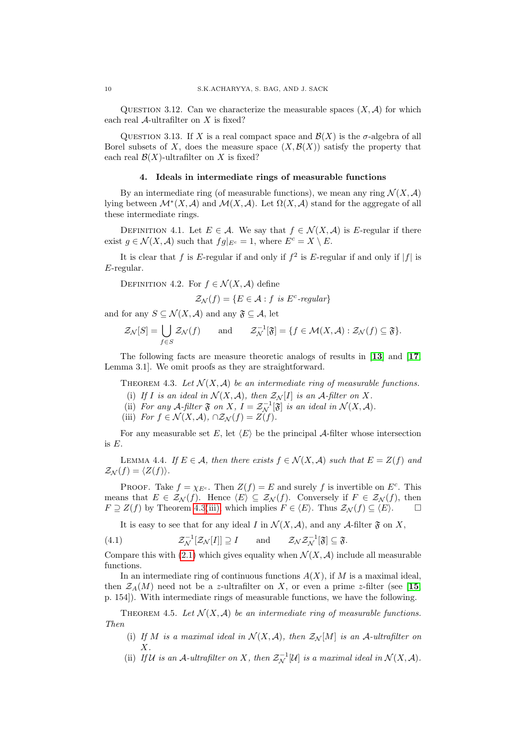Question 3.12. Can we characterize the measurable spaces $(X, \mathcal{A})$ for which each real $\mathcal{A}$-ultrafilter on $X$ is fixed?

Question 3.13. If $X$ is a real compact space and $\mathcal{B}(X)$ is the $\sigma$-algebra of all Borel subsets of $X$, does the measure space $(X, \mathcal{B}(X))$ satisfy the property that each real $\mathcal{B}(X)$-ultrafilter on $X$ is fixed?

## 4. Ideals in intermediate rings of measurable functions

By an intermediate ring (of measurable functions), we mean any ring $\mathcal{N}(X, \mathcal{A})$ lying between $\mathcal{M}^*(X, \mathcal{A})$ and $\mathcal{M}(X, \mathcal{A})$. Let $\Omega(X, \mathcal{A})$ stand for the aggregate of all these intermediate rings.

Definition 4.1. Let $E \in \mathcal{A}$. We say that $f \in \mathcal{N}(X, \mathcal{A})$ is $E$-regular if there exist $g \in \mathcal{N}(X, \mathcal{A})$ such that $fg|_{E^c} = 1$, where $E^c = X \setminus E$.

It is clear that $f$ is $E$-regular if and only if $f^2$ is $E$-regular if and only if $|f|$ is $E$-regular.

Definition 4.2. For $f \in \mathcal{N}(X, \mathcal{A})$ define

$$\mathcal{Z}_{\mathcal{N}}(f) = \{E \in \mathcal{A} : f \text{ is } E^c\text{-regular}\}$$

and for any $S \subseteq \mathcal{N}(X, \mathcal{A})$ and any $\mathfrak{F} \subseteq \mathcal{A}$, let

$$\mathcal{Z}_{\mathcal{N}}[S] = \bigcup_{f \in S} \mathcal{Z}_{\mathcal{N}}(f) \qquad \text{and} \qquad \mathcal{Z}_{\mathcal{N}}^{-1}[\mathfrak{F}] = \{f \in \mathcal{M}(X, \mathcal{A}) : \mathcal{Z}_{\mathcal{N}}(f) \subseteq \mathfrak{F}\}.$$

The following facts are measure theoretic analogs of results in [13] and [17, Lemma 3.1]. We omit proofs as they are straightforward.

Theorem 4.3. *Let $\mathcal{N}(X, \mathcal{A})$ be an intermediate ring of measurable functions.*

(i) *If $I$ is an ideal in $\mathcal{N}(X, \mathcal{A})$, then $\mathcal{Z}_{\mathcal{N}}[I]$ is an $\mathcal{A}$-filter on $X$.*
(ii) *For any $\mathcal{A}$-filter $\mathfrak{F}$ on $X$, $I = \mathcal{Z}_{\mathcal{N}}^{-1}[\mathfrak{F}]$ is an ideal in $\mathcal{N}(X, \mathcal{A})$.*
(iii) *For $f \in \mathcal{N}(X, \mathcal{A})$, $\cap \mathcal{Z}_{\mathcal{N}}(f) = Z(f)$.*

For any measurable set $E$, let $\langle E \rangle$ be the principal $\mathcal{A}$-filter whose intersection is $E$.

Lemma 4.4. *If $E \in \mathcal{A}$, then there exists $f \in \mathcal{N}(X, \mathcal{A})$ such that $E = Z(f)$ and $\mathcal{Z}_{\mathcal{N}}(f) = \langle Z(f) \rangle$.*

Proof. Take $f = \chi_{E^c}$. Then $Z(f) = E$ and surely $f$ is invertible on $E^c$. This means that $E \in \mathcal{Z}_{\mathcal{N}}(f)$. Hence $\langle E \rangle \subseteq \mathcal{Z}_{\mathcal{N}}(f)$. Conversely if $F \in \mathcal{Z}_{\mathcal{N}}(f)$, then $F \supseteq Z(f)$ by Theorem 4.3(iii) which implies $F \in \langle E \rangle$. Thus $\mathcal{Z}_{\mathcal{N}}(f) \subseteq \langle E \rangle$. $\square$

It is easy to see that for any ideal $I$ in $\mathcal{N}(X, \mathcal{A})$, and any $\mathcal{A}$-filter $\mathfrak{F}$ on $X$,

$$\mathcal{Z}_{\mathcal{N}}^{-1}[\mathcal{Z}_{\mathcal{N}}[I]] \supseteq I \qquad \text{and} \qquad \mathcal{Z}_{\mathcal{N}} \mathcal{Z}_{\mathcal{N}}^{-1}[\mathfrak{F}] \subseteq \mathfrak{F}. \tag{4.1}$$

Compare this with (2.1) which gives equality when $\mathcal{N}(X, \mathcal{A})$ include all measurable functions.

In an intermediate ring of continuous functions $A(X)$, if $M$ is a maximal ideal, then $\mathcal{Z}_A(M)$ need not be a $z$-ultrafilter on $X$, or even a prime $z$-filter (see [15, p. 154]). With intermediate rings of measurable functions, we have the following.

Theorem 4.5. *Let $\mathcal{N}(X, \mathcal{A})$ be an intermediate ring of measurable functions. Then*

(i) *If $M$ is a maximal ideal in $\mathcal{N}(X, \mathcal{A})$, then $\mathcal{Z}_{\mathcal{N}}[M]$ is an $\mathcal{A}$-ultrafilter on $X$.*
(ii) *If $\mathcal{U}$ is an $\mathcal{A}$-ultrafilter on $X$, then $\mathcal{Z}_{\mathcal{N}}^{-1}[\mathcal{U}]$ is a maximal ideal in $\mathcal{N}(X, \mathcal{A})$.*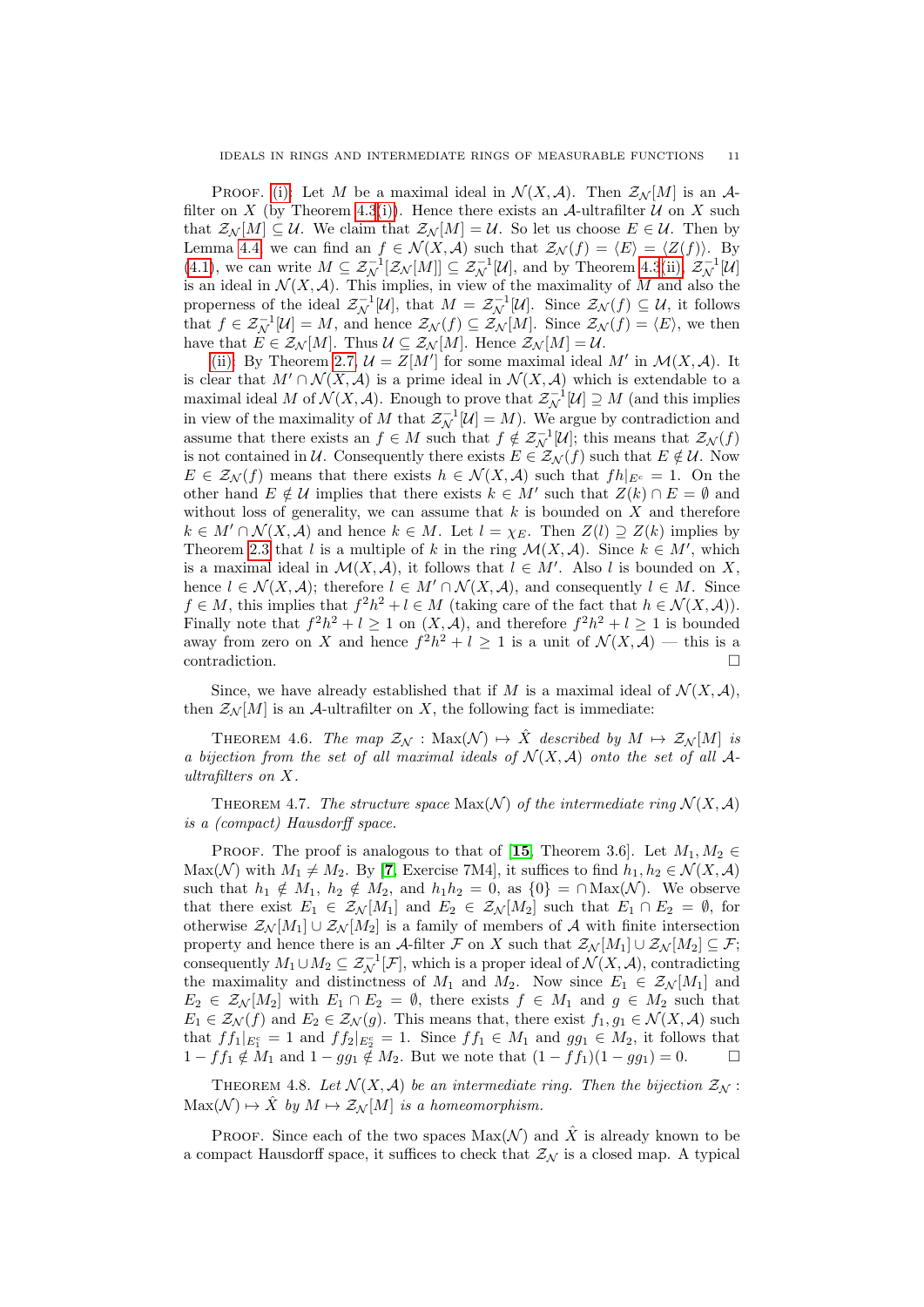Proof. (i): Let $M$ be a maximal ideal in $\mathcal{N}(X,\mathcal{A})$. Then $\mathcal{Z}_{\mathcal{N}}[M]$ is an $\mathcal{A}$-filter on $X$ (by Theorem 4.3(i)). Hence there exists an $\mathcal{A}$-ultrafilter $\mathcal{U}$ on $X$ such that $\mathcal{Z}_{\mathcal{N}}[M] \subseteq \mathcal{U}$. We claim that $\mathcal{Z}_{\mathcal{N}}[M] = \mathcal{U}$. So let us choose $E \in \mathcal{U}$. Then by Lemma 4.4 we can find an $f \in \mathcal{N}(X,\mathcal{A})$ such that $\mathcal{Z}_{\mathcal{N}}(f) = \langle E\rangle = \langle Z(f)\rangle$. By (4.1), we can write $M \subseteq \mathcal{Z}_{\mathcal{N}}^{-1}[\mathcal{Z}_{\mathcal{N}}[M]] \subseteq \mathcal{Z}_{\mathcal{N}}^{-1}[\mathcal{U}]$, and by Theorem 4.3(ii), $\mathcal{Z}_{\mathcal{N}}^{-1}[\mathcal{U}]$ is an ideal in $\mathcal{N}(X,\mathcal{A})$. This implies, in view of the maximality of $M$ and also the properness of the ideal $\mathcal{Z}_{\mathcal{N}}^{-1}[\mathcal{U}]$, that $M = \mathcal{Z}_{\mathcal{N}}^{-1}[\mathcal{U}]$. Since $\mathcal{Z}_{\mathcal{N}}(f) \subseteq \mathcal{U}$, it follows that $f \in \mathcal{Z}_{\mathcal{N}}^{-1}[\mathcal{U}] = M$, and hence $\mathcal{Z}_{\mathcal{N}}(f) \subseteq \mathcal{Z}_{\mathcal{N}}[M]$. Since $\mathcal{Z}_{\mathcal{N}}(f) = \langle E\rangle$, we then have that $E \in \mathcal{Z}_{\mathcal{N}}[M]$. Thus $\mathcal{U} \subseteq \mathcal{Z}_{\mathcal{N}}[M]$. Hence $\mathcal{Z}_{\mathcal{N}}[M] = \mathcal{U}$.

(ii): By Theorem 2.7, $\mathcal{U} = Z[M']$ for some maximal ideal $M'$ in $\mathcal{M}(X,\mathcal{A})$. It is clear that $M' \cap \mathcal{N}(X,\mathcal{A})$ is a prime ideal in $\mathcal{N}(X,\mathcal{A})$ which is extendable to a maximal ideal $M$ of $\mathcal{N}(X,\mathcal{A})$. Enough to prove that $\mathcal{Z}_{\mathcal{N}}^{-1}[\mathcal{U}] \supseteq M$ (and this implies in view of the maximality of $M$ that $\mathcal{Z}_{\mathcal{N}}^{-1}[\mathcal{U}] = M$). We argue by contradiction and assume that there exists an $f \in M$ such that $f \notin \mathcal{Z}_{\mathcal{N}}^{-1}[\mathcal{U}]$; this means that $\mathcal{Z}_{\mathcal{N}}(f)$ is not contained in $\mathcal{U}$. Consequently there exists $E \in \mathcal{Z}_{\mathcal{N}}(f)$ such that $E \notin \mathcal{U}$. Now $E \in \mathcal{Z}_{\mathcal{N}}(f)$ means that there exists $h \in \mathcal{N}(X,\mathcal{A})$ such that $fh|_{E^c} = 1$. On the other hand $E \notin \mathcal{U}$ implies that there exists $k \in M'$ such that $Z(k) \cap E = \emptyset$ and without loss of generality, we can assume that $k$ is bounded on $X$ and therefore $k \in M' \cap \mathcal{N}(X,\mathcal{A})$ and hence $k \in M$. Let $l = \chi_E$. Then $Z(l) \supseteq Z(k)$ implies by Theorem 2.3 that $l$ is a multiple of $k$ in the ring $\mathcal{M}(X,\mathcal{A})$. Since $k \in M'$, which is a maximal ideal in $\mathcal{M}(X,\mathcal{A})$, it follows that $l \in M'$. Also $l$ is bounded on $X$, hence $l \in \mathcal{N}(X,\mathcal{A})$; therefore $l \in M' \cap \mathcal{N}(X,\mathcal{A})$, and consequently $l \in M$. Since $f \in M$, this implies that $f^2h^2 + l \in M$ (taking care of the fact that $h \in \mathcal{N}(X,\mathcal{A})$). Finally note that $f^2h^2 + l \geq 1$ on $(X,\mathcal{A})$, and therefore $f^2h^2 + l \geq 1$ is bounded away from zero on $X$ and hence $f^2h^2 + l \geq 1$ is a unit of $\mathcal{N}(X,\mathcal{A})$ — this is a contradiction. □

Since, we have already established that if $M$ is a maximal ideal of $\mathcal{N}(X,\mathcal{A})$, then $\mathcal{Z}_{\mathcal{N}}[M]$ is an $\mathcal{A}$-ultrafilter on $X$, the following fact is immediate:

Theorem 4.6. *The map $\mathcal{Z}_{\mathcal{N}} : \mathrm{Max}(\mathcal{N}) \mapsto \hat{X}$ described by $M \mapsto \mathcal{Z}_{\mathcal{N}}[M]$ is a bijection from the set of all maximal ideals of $\mathcal{N}(X,\mathcal{A})$ onto the set of all $\mathcal{A}$-ultrafilters on $X$.*

Theorem 4.7. *The structure space $\mathrm{Max}(\mathcal{N})$ of the intermediate ring $\mathcal{N}(X,\mathcal{A})$ is a (compact) Hausdorff space.*

Proof. The proof is analogous to that of [15, Theorem 3.6]. Let $M_1, M_2 \in \mathrm{Max}(\mathcal{N})$ with $M_1 \neq M_2$. By [7, Exercise 7M4], it suffices to find $h_1, h_2 \in \mathcal{N}(X,\mathcal{A})$ such that $h_1 \notin M_1$, $h_2 \notin M_2$, and $h_1h_2 = 0$, as $\{0\} = \cap\mathrm{Max}(\mathcal{N})$. We observe that there exist $E_1 \in \mathcal{Z}_{\mathcal{N}}[M_1]$ and $E_2 \in \mathcal{Z}_{\mathcal{N}}[M_2]$ such that $E_1 \cap E_2 = \emptyset$, for otherwise $\mathcal{Z}_{\mathcal{N}}[M_1] \cup \mathcal{Z}_{\mathcal{N}}[M_2]$ is a family of members of $\mathcal{A}$ with finite intersection property and hence there is an $\mathcal{A}$-filter $\mathcal{F}$ on $X$ such that $\mathcal{Z}_{\mathcal{N}}[M_1] \cup \mathcal{Z}_{\mathcal{N}}[M_2] \subseteq \mathcal{F}$; consequently $M_1 \cup M_2 \subseteq \mathcal{Z}_{\mathcal{N}}^{-1}[\mathcal{F}]$, which is a proper ideal of $\mathcal{N}(X,\mathcal{A})$, contradicting the maximality and distinctness of $M_1$ and $M_2$. Now since $E_1 \in \mathcal{Z}_{\mathcal{N}}[M_1]$ and $E_2 \in \mathcal{Z}_{\mathcal{N}}[M_2]$ with $E_1 \cap E_2 = \emptyset$, there exists $f \in M_1$ and $g \in M_2$ such that $E_1 \in \mathcal{Z}_{\mathcal{N}}(f)$ and $E_2 \in \mathcal{Z}_{\mathcal{N}}(g)$. This means that, there exist $f_1, g_1 \in \mathcal{N}(X,\mathcal{A})$ such that $ff_1|_{E_1^c} = 1$ and $ff_2|_{E_2^c} = 1$. Since $ff_1 \in M_1$ and $gg_1 \in M_2$, it follows that $1 - ff_1 \notin M_1$ and $1 - gg_1 \notin M_2$. But we note that $(1 - ff_1)(1 - gg_1) = 0$. □

Theorem 4.8. *Let $\mathcal{N}(X,\mathcal{A})$ be an intermediate ring. Then the bijection $\mathcal{Z}_{\mathcal{N}} : \mathrm{Max}(\mathcal{N}) \mapsto \hat{X}$ by $M \mapsto \mathcal{Z}_{\mathcal{N}}[M]$ is a homeomorphism.*

Proof. Since each of the two spaces $\mathrm{Max}(\mathcal{N})$ and $\hat{X}$ is already known to be a compact Hausdorff space, it suffices to check that $\mathcal{Z}_{\mathcal{N}}$ is a closed map. A typical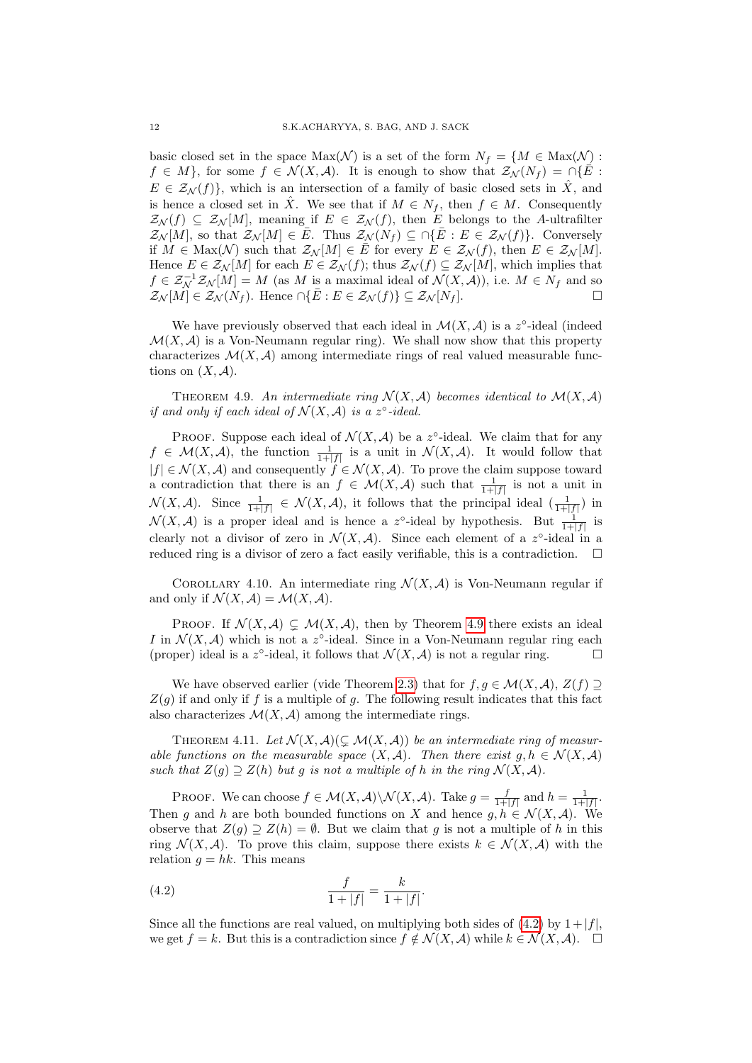basic closed set in the space $\text{Max}(\mathcal{N})$ is a set of the form $N_f = \{M \in \text{Max}(\mathcal{N}) : f \in M\}$, for some $f \in \mathcal{N}(X, \mathcal{A})$. It is enough to show that $\mathcal{Z}_{\mathcal{N}}(N_f) = \cap\{\bar{E} : E \in \mathcal{Z}_{\mathcal{N}}(f)\}$, which is an intersection of a family of basic closed sets in $\hat{X}$, and is hence a closed set in $\hat{X}$. We see that if $M \in N_f$, then $f \in M$. Consequently $\mathcal{Z}_{\mathcal{N}}(f) \subseteq \mathcal{Z}_{\mathcal{N}}[M]$, meaning if $E \in \mathcal{Z}_{\mathcal{N}}(f)$, then $E$ belongs to the $A$-ultrafilter $\mathcal{Z}_{\mathcal{N}}[M]$, so that $\mathcal{Z}_{\mathcal{N}}[M] \in \bar{E}$. Thus $\mathcal{Z}_{\mathcal{N}}(N_f) \subseteq \cap\{\bar{E} : E \in \mathcal{Z}_{\mathcal{N}}(f)\}$. Conversely if $M \in \text{Max}(\mathcal{N})$ such that $\mathcal{Z}_{\mathcal{N}}[M] \in \bar{E}$ for every $E \in \mathcal{Z}_{\mathcal{N}}(f)$, then $E \in \mathcal{Z}_{\mathcal{N}}[M]$. Hence $E \in \mathcal{Z}_{\mathcal{N}}[M]$ for each $E \in \mathcal{Z}_{\mathcal{N}}(f)$; thus $\mathcal{Z}_{\mathcal{N}}(f) \subseteq \mathcal{Z}_{\mathcal{N}}[M]$, which implies that $f \in \mathcal{Z}_{\mathcal{N}}^{-1}\mathcal{Z}_{\mathcal{N}}[M] = M$ (as $M$ is a maximal ideal of $\mathcal{N}(X, \mathcal{A})$), i.e. $M \in N_f$ and so $\mathcal{Z}_{\mathcal{N}}[M] \in \mathcal{Z}_{\mathcal{N}}(N_f)$. Hence $\cap\{\bar{E} : E \in \mathcal{Z}_{\mathcal{N}}(f)\} \subseteq \mathcal{Z}_{\mathcal{N}}[N_f]$. □

We have previously observed that each ideal in $\mathcal{M}(X, \mathcal{A})$ is a $z^\circ$-ideal (indeed $\mathcal{M}(X, \mathcal{A})$ is a Von-Neumann regular ring). We shall now show that this property characterizes $\mathcal{M}(X, \mathcal{A})$ among intermediate rings of real valued measurable functions on $(X, \mathcal{A})$.

**Theorem 4.9.** *An intermediate ring $\mathcal{N}(X, \mathcal{A})$ becomes identical to $\mathcal{M}(X, \mathcal{A})$ if and only if each ideal of $\mathcal{N}(X, \mathcal{A})$ is a $z^\circ$-ideal.*

Proof. Suppose each ideal of $\mathcal{N}(X, \mathcal{A})$ be a $z^\circ$-ideal. We claim that for any $f \in \mathcal{M}(X, \mathcal{A})$, the function $\frac{1}{1+|f|}$ is a unit in $\mathcal{N}(X, \mathcal{A})$. It would follow that $|f| \in \mathcal{N}(X, \mathcal{A})$ and consequently $f \in \mathcal{N}(X, \mathcal{A})$. To prove the claim suppose toward a contradiction that there is an $f \in \mathcal{M}(X, \mathcal{A})$ such that $\frac{1}{1+|f|}$ is not a unit in $\mathcal{N}(X, \mathcal{A})$. Since $\frac{1}{1+|f|} \in \mathcal{N}(X, \mathcal{A})$, it follows that the principal ideal $(\frac{1}{1+|f|})$ in $\mathcal{N}(X, \mathcal{A})$ is a proper ideal and is hence a $z^\circ$-ideal by hypothesis. But $\frac{1}{1+|f|}$ is clearly not a divisor of zero in $\mathcal{N}(X, \mathcal{A})$. Since each element of a $z^\circ$-ideal in a reduced ring is a divisor of zero a fact easily verifiable, this is a contradiction. □

**Corollary 4.10.** An intermediate ring $\mathcal{N}(X, \mathcal{A})$ is Von-Neumann regular if and only if $\mathcal{N}(X, \mathcal{A}) = \mathcal{M}(X, \mathcal{A})$.

Proof. If $\mathcal{N}(X, \mathcal{A}) \subsetneq \mathcal{M}(X, \mathcal{A})$, then by Theorem 4.9 there exists an ideal $I$ in $\mathcal{N}(X, \mathcal{A})$ which is not a $z^\circ$-ideal. Since in a Von-Neumann regular ring each (proper) ideal is a $z^\circ$-ideal, it follows that $\mathcal{N}(X, \mathcal{A})$ is not a regular ring. □

We have observed earlier (vide Theorem 2.3) that for $f, g \in \mathcal{M}(X, \mathcal{A})$, $Z(f) \supseteq Z(g)$ if and only if $f$ is a multiple of $g$. The following result indicates that this fact also characterizes $\mathcal{M}(X, \mathcal{A})$ among the intermediate rings.

**Theorem 4.11.** *Let $\mathcal{N}(X, \mathcal{A}) (\subsetneq \mathcal{M}(X, \mathcal{A}))$ be an intermediate ring of measurable functions on the measurable space $(X, \mathcal{A})$. Then there exist $g, h \in \mathcal{N}(X, \mathcal{A})$ such that $Z(g) \supseteq Z(h)$ but $g$ is not a multiple of $h$ in the ring $\mathcal{N}(X, \mathcal{A})$.*

Proof. We can choose $f \in \mathcal{M}(X, \mathcal{A}) \setminus \mathcal{N}(X, \mathcal{A})$. Take $g = \frac{f}{1+|f|}$ and $h = \frac{1}{1+|f|}$. Then $g$ and $h$ are both bounded functions on $X$ and hence $g, h \in \mathcal{N}(X, \mathcal{A})$. We observe that $Z(g) \supseteq Z(h) = \emptyset$. But we claim that $g$ is not a multiple of $h$ in this ring $\mathcal{N}(X, \mathcal{A})$. To prove this claim, suppose there exists $k \in \mathcal{N}(X, \mathcal{A})$ with the relation $g = hk$. This means

$$\frac{f}{1+|f|} = \frac{k}{1+|f|}. \tag{4.2}$$

Since all the functions are real valued, on multiplying both sides of (4.2) by $1 + |f|$, we get $f = k$. But this is a contradiction since $f \notin \mathcal{N}(X, \mathcal{A})$ while $k \in \mathcal{N}(X, \mathcal{A})$. □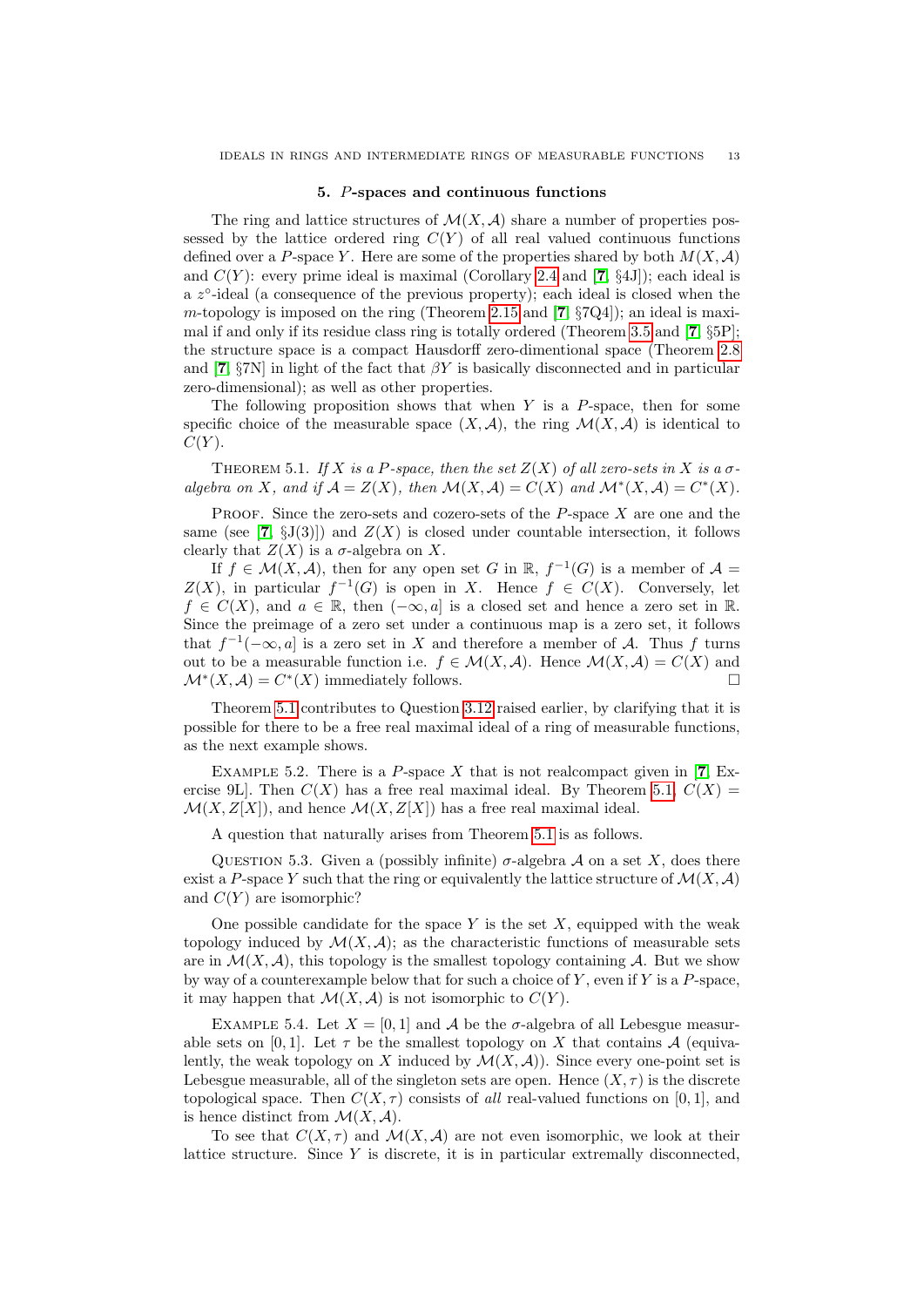## 5. $P$-spaces and continuous functions

The ring and lattice structures of $\mathcal{M}(X,\mathcal{A})$ share a number of properties possessed by the lattice ordered ring $C(Y)$ of all real valued continuous functions defined over a $P$-space $Y$. Here are some of the properties shared by both $M(X,\mathcal{A})$ and $C(Y)$: every prime ideal is maximal (Corollary 2.4 and [7, §4J]); each ideal is a $z^\circ$-ideal (a consequence of the previous property); each ideal is closed when the $m$-topology is imposed on the ring (Theorem 2.15 and [7, §7Q4]); an ideal is maximal if and only if its residue class ring is totally ordered (Theorem 3.5 and [7, §5P]; the structure space is a compact Hausdorff zero-dimentional space (Theorem 2.8 and [7, §7N] in light of the fact that $\beta Y$ is basically disconnected and in particular zero-dimensional); as well as other properties.

The following proposition shows that when $Y$ is a $P$-space, then for some specific choice of the measurable space $(X,\mathcal{A})$, the ring $\mathcal{M}(X,\mathcal{A})$ is identical to $C(Y)$.

Theorem 5.1. *If $X$ is a $P$-space, then the set $Z(X)$ of all zero-sets in $X$ is a $\sigma$-algebra on $X$, and if $\mathcal{A} = Z(X)$, then $\mathcal{M}(X,\mathcal{A}) = C(X)$ and $\mathcal{M}^*(X,\mathcal{A}) = C^*(X)$.*

Proof. Since the zero-sets and cozero-sets of the $P$-space $X$ are one and the same (see [7, §J(3)]) and $Z(X)$ is closed under countable intersection, it follows clearly that $Z(X)$ is a $\sigma$-algebra on $X$.

If $f \in \mathcal{M}(X,\mathcal{A})$, then for any open set $G$ in $\mathbb{R}$, $f^{-1}(G)$ is a member of $\mathcal{A} = Z(X)$, in particular $f^{-1}(G)$ is open in $X$. Hence $f \in C(X)$. Conversely, let $f \in C(X)$, and $a \in \mathbb{R}$, then $(-\infty, a]$ is a closed set and hence a zero set in $\mathbb{R}$. Since the preimage of a zero set under a continuous map is a zero set, it follows that $f^{-1}(-\infty, a]$ is a zero set in $X$ and therefore a member of $\mathcal{A}$. Thus $f$ turns out to be a measurable function i.e. $f \in \mathcal{M}(X,\mathcal{A})$. Hence $\mathcal{M}(X,\mathcal{A}) = C(X)$ and $\mathcal{M}^*(X,\mathcal{A}) = C^*(X)$ immediately follows. □

Theorem 5.1 contributes to Question 3.12 raised earlier, by clarifying that it is possible for there to be a free real maximal ideal of a ring of measurable functions, as the next example shows.

Example 5.2. There is a $P$-space $X$ that is not realcompact given in [7, Exercise 9L]. Then $C(X)$ has a free real maximal ideal. By Theorem 5.1, $C(X) = \mathcal{M}(X, Z[X])$, and hence $\mathcal{M}(X, Z[X])$ has a free real maximal ideal.

A question that naturally arises from Theorem 5.1 is as follows.

Question 5.3. Given a (possibly infinite) $\sigma$-algebra $\mathcal{A}$ on a set $X$, does there exist a $P$-space $Y$ such that the ring or equivalently the lattice structure of $\mathcal{M}(X,\mathcal{A})$ and $C(Y)$ are isomorphic?

One possible candidate for the space $Y$ is the set $X$, equipped with the weak topology induced by $\mathcal{M}(X,\mathcal{A})$; as the characteristic functions of measurable sets are in $\mathcal{M}(X,\mathcal{A})$, this topology is the smallest topology containing $\mathcal{A}$. But we show by way of a counterexample below that for such a choice of $Y$, even if $Y$ is a $P$-space, it may happen that $\mathcal{M}(X,\mathcal{A})$ is not isomorphic to $C(Y)$.

Example 5.4. Let $X = [0,1]$ and $\mathcal{A}$ be the $\sigma$-algebra of all Lebesgue measurable sets on $[0,1]$. Let $\tau$ be the smallest topology on $X$ that contains $\mathcal{A}$ (equivalently, the weak topology on $X$ induced by $\mathcal{M}(X,\mathcal{A})$). Since every one-point set is Lebesgue measurable, all of the singleton sets are open. Hence $(X,\tau)$ is the discrete topological space. Then $C(X,\tau)$ consists of *all* real-valued functions on $[0,1]$, and is hence distinct from $\mathcal{M}(X,\mathcal{A})$.

To see that $C(X,\tau)$ and $\mathcal{M}(X,\mathcal{A})$ are not even isomorphic, we look at their lattice structure. Since $Y$ is discrete, it is in particular extremally disconnected,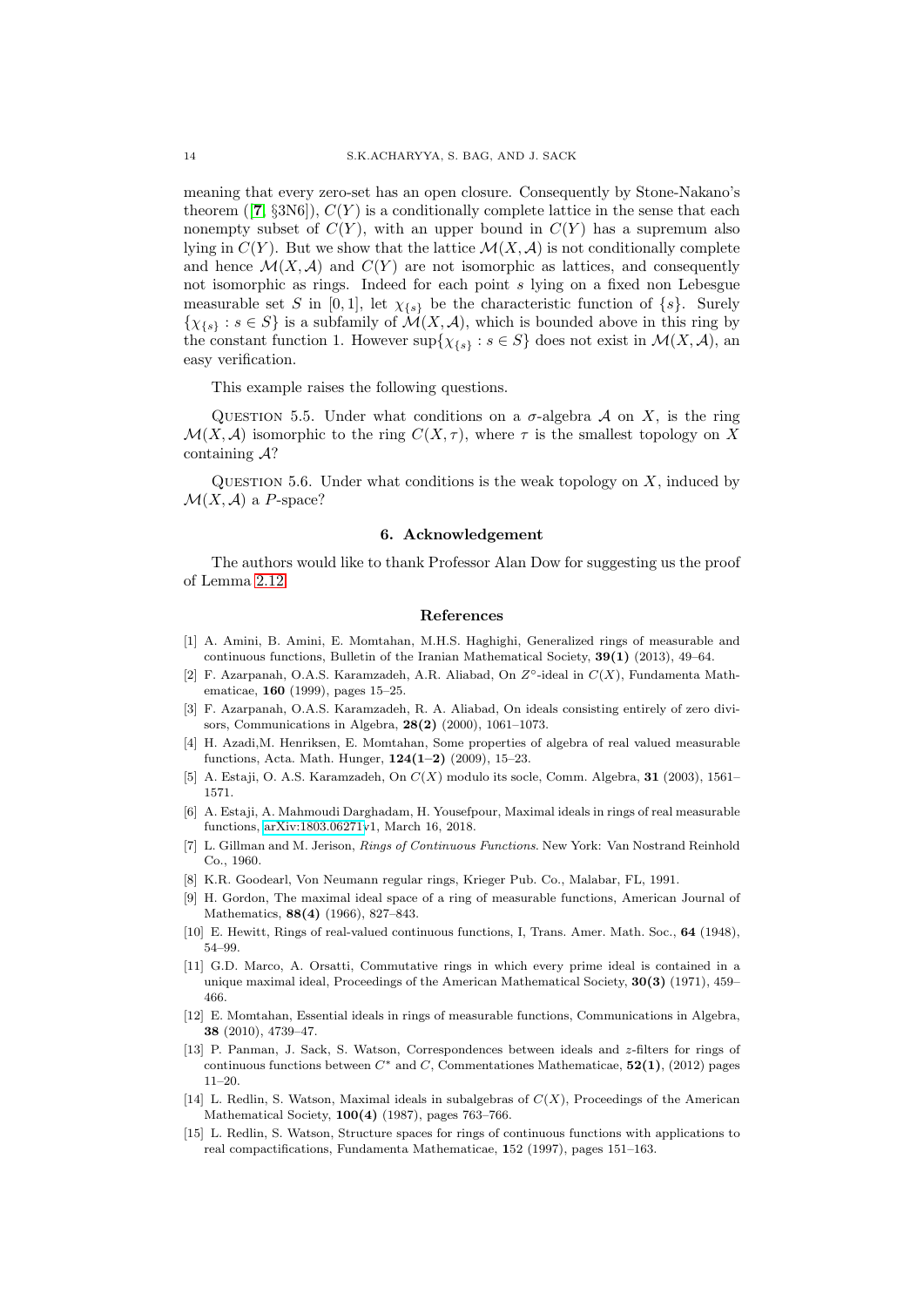meaning that every zero-set has an open closure. Consequently by Stone-Nakano's theorem ([**7**, §3N6]), $C(Y)$ is a conditionally complete lattice in the sense that each nonempty subset of $C(Y)$, with an upper bound in $C(Y)$ has a supremum also lying in $C(Y)$. But we show that the lattice $\mathcal{M}(X, \mathcal{A})$ is not conditionally complete and hence $\mathcal{M}(X, \mathcal{A})$ and $C(Y)$ are not isomorphic as lattices, and consequently not isomorphic as rings. Indeed for each point $s$ lying on a fixed non Lebesgue measurable set $S$ in $[0, 1]$, let $\chi_{\{s\}}$ be the characteristic function of $\{s\}$. Surely $\{\chi_{\{s\}} : s \in S\}$ is a subfamily of $\mathcal{M}(X, \mathcal{A})$, which is bounded above in this ring by the constant function 1. However $\sup\{\chi_{\{s\}} : s \in S\}$ does not exist in $\mathcal{M}(X, \mathcal{A})$, an easy verification.

This example raises the following questions.

Question 5.5. Under what conditions on a $\sigma$-algebra $\mathcal{A}$ on $X$, is the ring $\mathcal{M}(X, \mathcal{A})$ isomorphic to the ring $C(X, \tau)$, where $\tau$ is the smallest topology on $X$ containing $\mathcal{A}$?

Question 5.6. Under what conditions is the weak topology on $X$, induced by $\mathcal{M}(X, \mathcal{A})$ a $P$-space?

## 6. Acknowledgement

The authors would like to thank Professor Alan Dow for suggesting us the proof of Lemma 2.12.

## References

[1] A. Amini, B. Amini, E. Momtahan, M.H.S. Haghighi, Generalized rings of measurable and continuous functions, Bulletin of the Iranian Mathematical Society, **39(1)** (2013), 49–64.

[2] F. Azarpanah, O.A.S. Karamzadeh, A.R. Aliabad, On $Z^{\circ}$-ideal in $C(X)$, Fundamenta Mathematicae, **160** (1999), pages 15–25.

[3] F. Azarpanah, O.A.S. Karamzadeh, R. A. Aliabad, On ideals consisting entirely of zero divisors, Communications in Algebra, **28(2)** (2000), 1061–1073.

[4] H. Azadi,M. Henriksen, E. Momtahan, Some properties of algebra of real valued measurable functions, Acta. Math. Hunger, **124(1–2)** (2009), 15–23.

[5] A. Estaji, O. A. S. Karamzadeh, On $C(X)$ modulo its socle, Comm. Algebra, **31** (2003), 1561–1571.

[6] A. Estaji, A. Mahmoudi Darghadam, H. Yousefpour, Maximal ideals in rings of real measurable functions, arXiv:1803.06271v1, March 16, 2018.

[7] L. Gillman and M. Jerison, *Rings of Continuous Functions*. New York: Van Nostrand Reinhold Co., 1960.

[8] K.R. Goodearl, Von Neumann regular rings, Krieger Pub. Co., Malabar, FL, 1991.

[9] H. Gordon, The maximal ideal space of a ring of measurable functions, American Journal of Mathematics, **88(4)** (1966), 827–843.

[10] E. Hewitt, Rings of real-valued continuous functions, I, Trans. Amer. Math. Soc., **64** (1948), 54–99.

[11] G.D. Marco, A. Orsatti, Commutative rings in which every prime ideal is contained in a unique maximal ideal, Proceedings of the American Mathematical Society, **30(3)** (1971), 459–466.

[12] E. Momtahan, Essential ideals in rings of measurable functions, Communications in Algebra, **38** (2010), 4739–47.

[13] P. Panman, J. Sack, S. Watson, Correspondences between ideals and $z$-filters for rings of continuous functions between $C^*$ and $C$, Commentationes Mathematicae, **52(1)**, (2012) pages 11–20.

[14] L. Redlin, S. Watson, Maximal ideals in subalgebras of $C(X)$, Proceedings of the American Mathematical Society, **100(4)** (1987), pages 763–766.

[15] L. Redlin, S. Watson, Structure spaces for rings of continuous functions with applications to real compactifications, Fundamenta Mathematicae, **1**52 (1997), pages 151–163.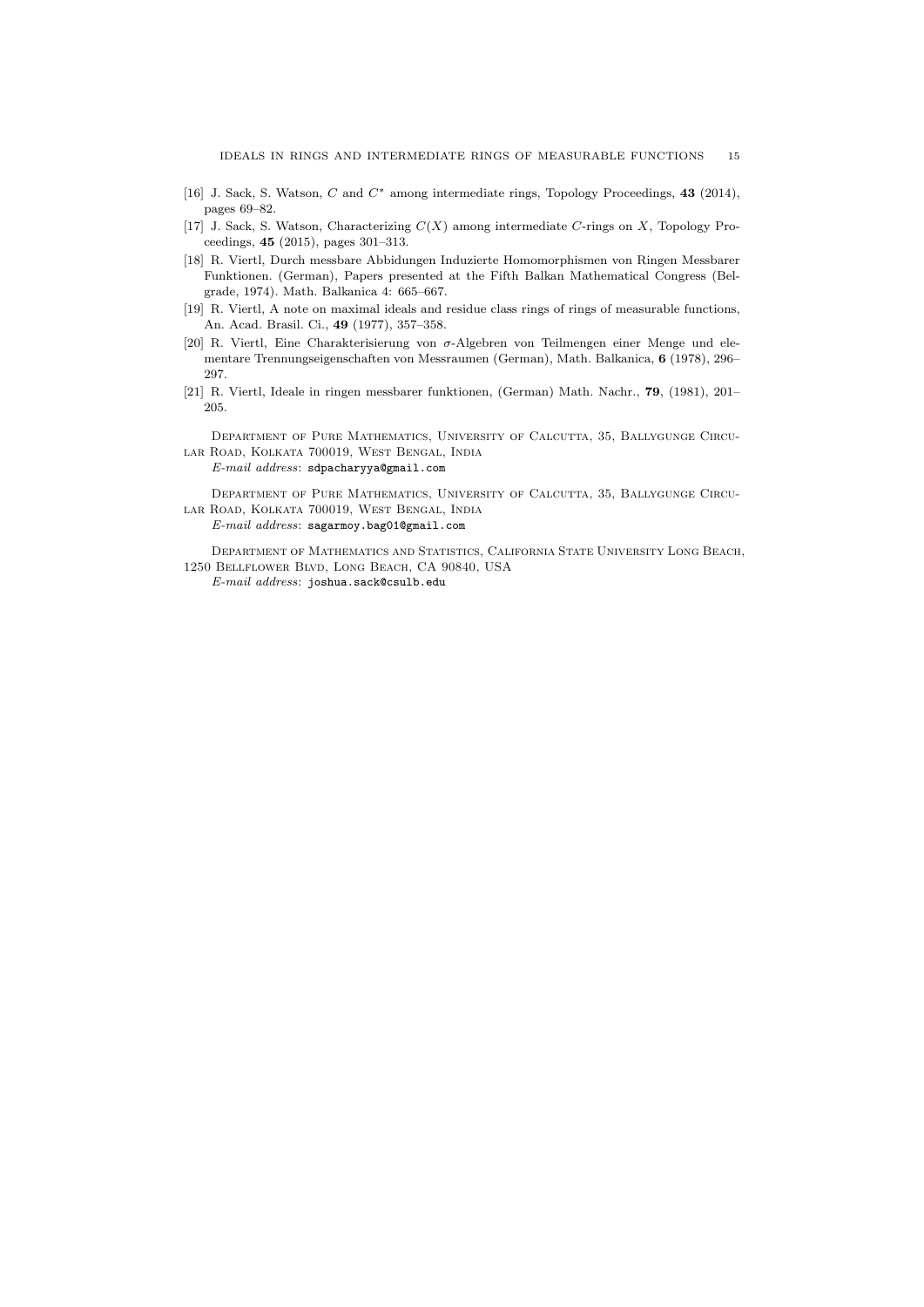[16] J. Sack, S. Watson, $C$ and $C^*$ among intermediate rings, Topology Proceedings, **43** (2014), pages 69–82.

[17] J. Sack, S. Watson, Characterizing $C(X)$ among intermediate $C$-rings on $X$, Topology Proceedings, **45** (2015), pages 301–313.

[18] R. Viertl, Durch messbare Abbidungen Induzierte Homomorphismen von Ringen Messbarer Funktionen. (German), Papers presented at the Fifth Balkan Mathematical Congress (Belgrade, 1974). Math. Balkanica 4: 665–667.

[19] R. Viertl, A note on maximal ideals and residue class rings of rings of measurable functions, An. Acad. Brasil. Ci., **49** (1977), 357–358.

[20] R. Viertl, Eine Charakterisierung von $\sigma$-Algebren von Teilmengen einer Menge und elementare Trennungseigenschaften von Messraumen (German), Math. Balkanica, **6** (1978), 296–297.

[21] R. Viertl, Ideale in ringen messbarer funktionen, (German) Math. Nachr., **79**, (1981), 201–205.

Department of Pure Mathematics, University of Calcutta, 35, Ballygunge Circular Road, Kolkata 700019, West Bengal, India

*E-mail address*: sdpacharyya@gmail.com

Department of Pure Mathematics, University of Calcutta, 35, Ballygunge Circular Road, Kolkata 700019, West Bengal, India

*E-mail address*: sagarmoy.bag01@gmail.com

Department of Mathematics and Statistics, California State University Long Beach, 1250 Bellflower Blvd, Long Beach, CA 90840, USA

*E-mail address*: joshua.sack@csulb.edu